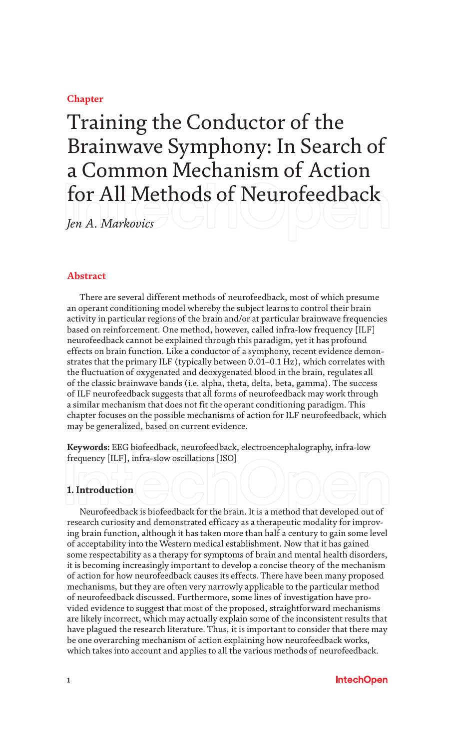**Chapter**

# Training the Conductor of the Brainwave Symphony: In Search of a Common Mechanism of Action for All Methods of Neurofeedback

*Jen A. Markovics*

## Abstract

There are several different methods of neurofeedback, most of which presume an operant conditioning model whereby the subject learns to control their brain activity in particular regions of the brain and/or at particular brainwave frequencies based on reinforcement. One method, however, called infra-low frequency [ILF] neurofeedback cannot be explained through this paradigm, yet it has profound effects on brain function. Like a conductor of a symphony, recent evidence demonstrates that the primary ILF (typically between 0.01–0.1 Hz), which correlates with the fluctuation of oxygenated and deoxygenated blood in the brain, regulates all of the classic brainwave bands (i.e. alpha, theta, delta, beta, gamma). The success of ILF neurofeedback suggests that all forms of neurofeedback may work through a similar mechanism that does not fit the operant conditioning paradigm. This chapter focuses on the possible mechanisms of action for ILF neurofeedback, which may be generalized, based on current evidence.

**Keywords:** EEG biofeedback, neurofeedback, electroencephalography, infra-low frequency [ILF], infra-slow oscillations [ISO]

## 1. Introduction

Neurofeedback is biofeedback for the brain. It is a method that developed out of research curiosity and demonstrated efficacy as a therapeutic modality for improving brain function, although it has taken more than half a century to gain some level of acceptability into the Western medical establishment. Now that it has gained some respectability as a therapy for symptoms of brain and mental health disorders, it is becoming increasingly important to develop a concise theory of the mechanism of action for how neurofeedback causes its effects. There have been many proposed mechanisms, but they are often very narrowly applicable to the particular method of neurofeedback discussed. Furthermore, some lines of investigation have provided evidence to suggest that most of the proposed, straightforward mechanisms are likely incorrect, which may actually explain some of the inconsistent results that have plagued the research literature. Thus, it is important to consider that there may be one overarching mechanism of action explaining how neurofeedback works, which takes into account and applies to all the various methods of neurofeedback.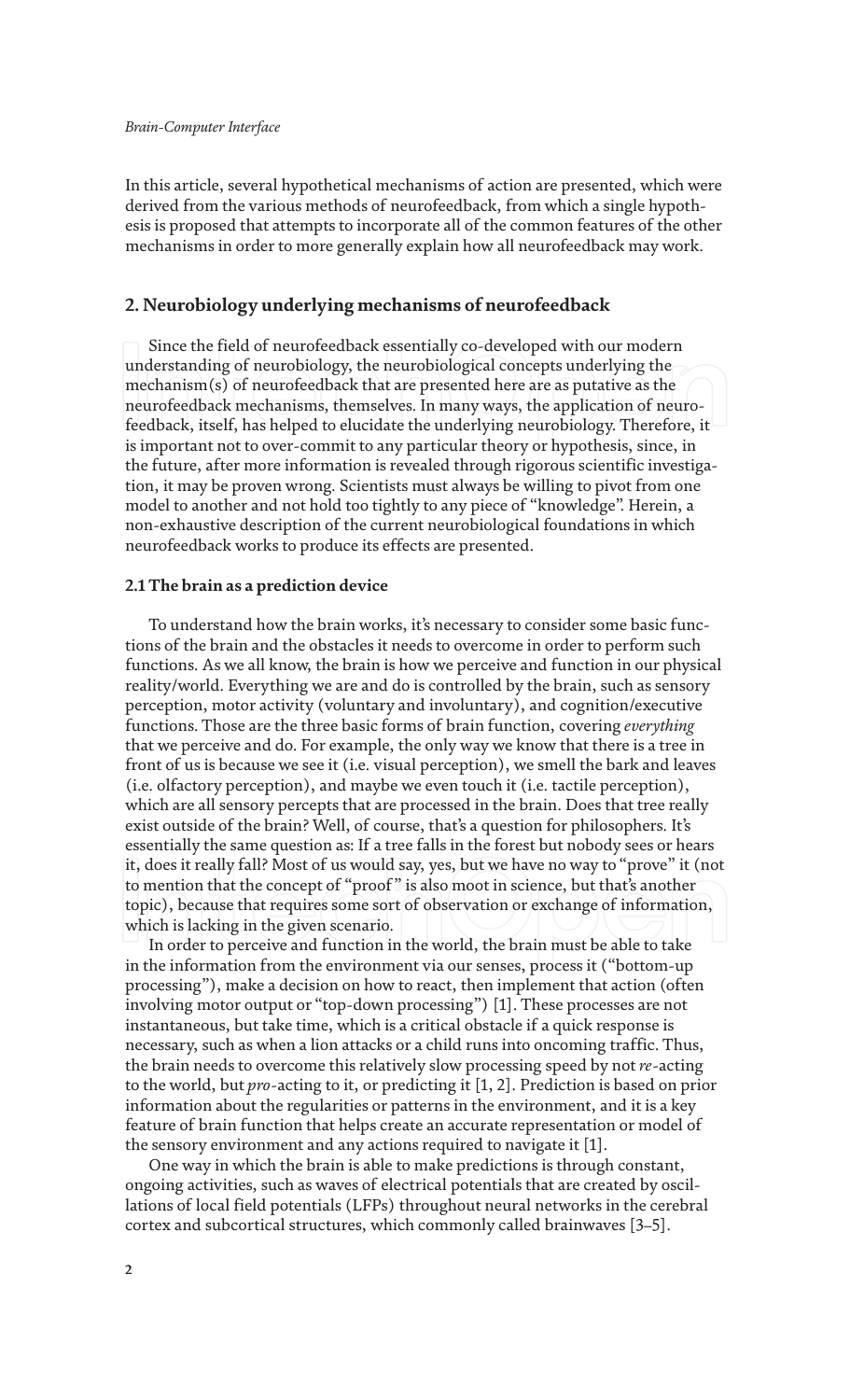In this article, several hypothetical mechanisms of action are presented, which were derived from the various methods of neurofeedback, from which a single hypothesis is proposed that attempts to incorporate all of the common features of the other mechanisms in order to more generally explain how all neurofeedback may work.

## 2. Neurobiology underlying mechanisms of neurofeedback

Since the field of neurofeedback essentially co-developed with our modern understanding of neurobiology, the neurobiological concepts underlying the mechanism(s) of neurofeedback that are presented here are as putative as the neurofeedback mechanisms, themselves. In many ways, the application of neurofeedback, itself, has helped to elucidate the underlying neurobiology. Therefore, it is important not to over-commit to any particular theory or hypothesis, since, in the future, after more information is revealed through rigorous scientific investigation, it may be proven wrong. Scientists must always be willing to pivot from one model to another and not hold too tightly to any piece of "knowledge". Herein, a non-exhaustive description of the current neurobiological foundations in which neurofeedback works to produce its effects are presented.

### 2.1 The brain as a prediction device

To understand how the brain works, it's necessary to consider some basic functions of the brain and the obstacles it needs to overcome in order to perform such functions. As we all know, the brain is how we perceive and function in our physical reality/world. Everything we are and do is controlled by the brain, such as sensory perception, motor activity (voluntary and involuntary), and cognition/executive functions. Those are the three basic forms of brain function, covering *everything* that we perceive and do. For example, the only way we know that there is a tree in front of us is because we see it (i.e. visual perception), we smell the bark and leaves (i.e. olfactory perception), and maybe we even touch it (i.e. tactile perception), which are all sensory percepts that are processed in the brain. Does that tree really exist outside of the brain? Well, of course, that's a question for philosophers. It's essentially the same question as: If a tree falls in the forest but nobody sees or hears it, does it really fall? Most of us would say, yes, but we have no way to "prove" it (not to mention that the concept of "proof" is also moot in science, but that's another topic), because that requires some sort of observation or exchange of information, which is lacking in the given scenario.

In order to perceive and function in the world, the brain must be able to take in the information from the environment via our senses, process it ("bottom-up processing"), make a decision on how to react, then implement that action (often involving motor output or "top-down processing") [1]. These processes are not instantaneous, but take time, which is a critical obstacle if a quick response is necessary, such as when a lion attacks or a child runs into oncoming traffic. Thus, the brain needs to overcome this relatively slow processing speed by not *re*-acting to the world, but *pro*-acting to it, or predicting it [1, 2]. Prediction is based on prior information about the regularities or patterns in the environment, and it is a key feature of brain function that helps create an accurate representation or model of the sensory environment and any actions required to navigate it [1].

One way in which the brain is able to make predictions is through constant, ongoing activities, such as waves of electrical potentials that are created by oscillations of local field potentials (LFPs) throughout neural networks in the cerebral cortex and subcortical structures, which commonly called brainwaves [3–5].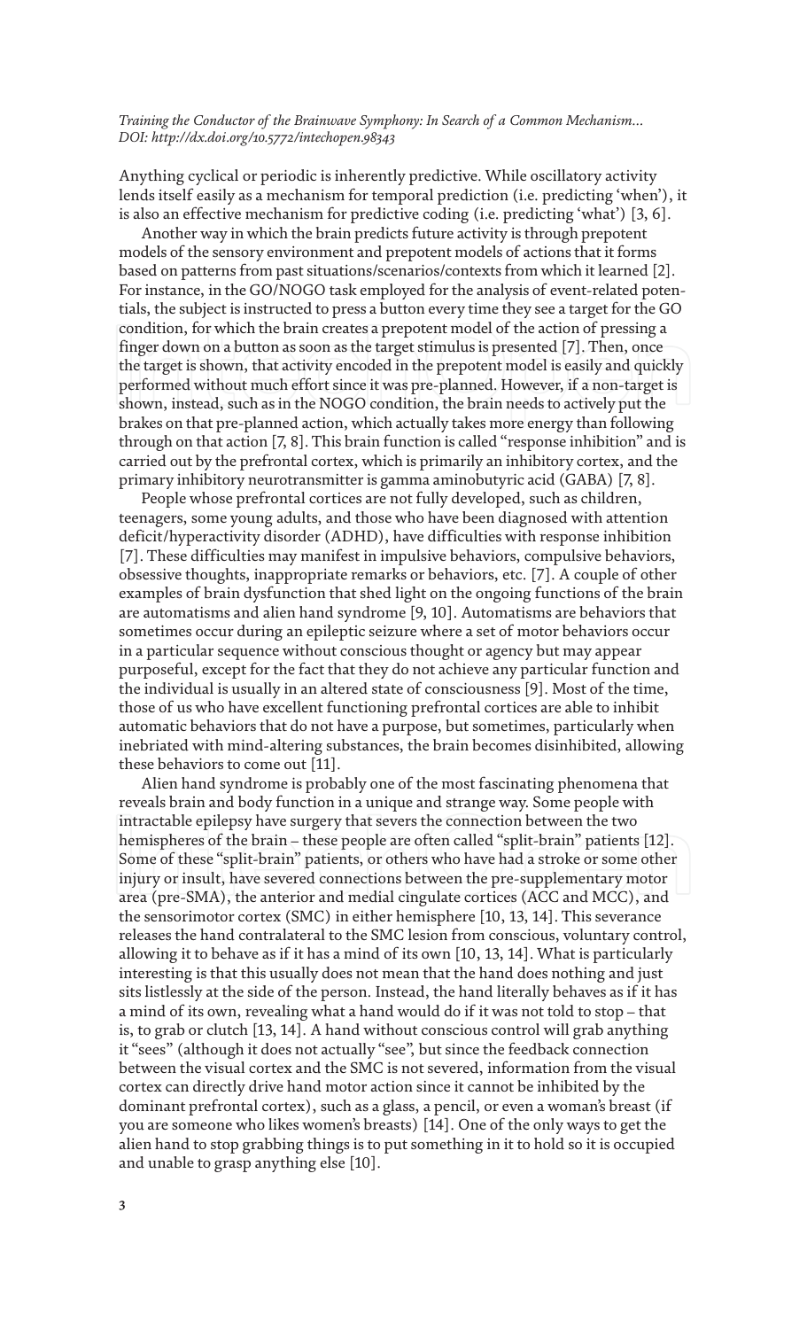Anything cyclical or periodic is inherently predictive. While oscillatory activity lends itself easily as a mechanism for temporal prediction (i.e. predicting 'when'), it is also an effective mechanism for predictive coding (i.e. predicting 'what') [3, 6].

Another way in which the brain predicts future activity is through prepotent models of the sensory environment and prepotent models of actions that it forms based on patterns from past situations/scenarios/contexts from which it learned [2]. For instance, in the GO/NOGO task employed for the analysis of event-related potentials, the subject is instructed to press a button every time they see a target for the GO condition, for which the brain creates a prepotent model of the action of pressing a finger down on a button as soon as the target stimulus is presented [7]. Then, once the target is shown, that activity encoded in the prepotent model is easily and quickly performed without much effort since it was pre-planned. However, if a non-target is shown, instead, such as in the NOGO condition, the brain needs to actively put the brakes on that pre-planned action, which actually takes more energy than following through on that action [7, 8]. This brain function is called "response inhibition" and is carried out by the prefrontal cortex, which is primarily an inhibitory cortex, and the primary inhibitory neurotransmitter is gamma aminobutyric acid (GABA) [7, 8].

People whose prefrontal cortices are not fully developed, such as children, teenagers, some young adults, and those who have been diagnosed with attention deficit/hyperactivity disorder (ADHD), have difficulties with response inhibition [7]. These difficulties may manifest in impulsive behaviors, compulsive behaviors, obsessive thoughts, inappropriate remarks or behaviors, etc. [7]. A couple of other examples of brain dysfunction that shed light on the ongoing functions of the brain are automatisms and alien hand syndrome [9, 10]. Automatisms are behaviors that sometimes occur during an epileptic seizure where a set of motor behaviors occur in a particular sequence without conscious thought or agency but may appear purposeful, except for the fact that they do not achieve any particular function and the individual is usually in an altered state of consciousness [9]. Most of the time, those of us who have excellent functioning prefrontal cortices are able to inhibit automatic behaviors that do not have a purpose, but sometimes, particularly when inebriated with mind-altering substances, the brain becomes disinhibited, allowing these behaviors to come out [11].

Alien hand syndrome is probably one of the most fascinating phenomena that reveals brain and body function in a unique and strange way. Some people with intractable epilepsy have surgery that severs the connection between the two hemispheres of the brain – these people are often called "split-brain" patients [12]. Some of these "split-brain" patients, or others who have had a stroke or some other injury or insult, have severed connections between the pre-supplementary motor area (pre-SMA), the anterior and medial cingulate cortices (ACC and MCC), and the sensorimotor cortex (SMC) in either hemisphere [10, 13, 14]. This severance releases the hand contralateral to the SMC lesion from conscious, voluntary control, allowing it to behave as if it has a mind of its own [10, 13, 14]. What is particularly interesting is that this usually does not mean that the hand does nothing and just sits listlessly at the side of the person. Instead, the hand literally behaves as if it has a mind of its own, revealing what a hand would do if it was not told to stop – that is, to grab or clutch [13, 14]. A hand without conscious control will grab anything it "sees" (although it does not actually "see", but since the feedback connection between the visual cortex and the SMC is not severed, information from the visual cortex can directly drive hand motor action since it cannot be inhibited by the dominant prefrontal cortex), such as a glass, a pencil, or even a woman's breast (if you are someone who likes women's breasts) [14]. One of the only ways to get the alien hand to stop grabbing things is to put something in it to hold so it is occupied and unable to grasp anything else [10].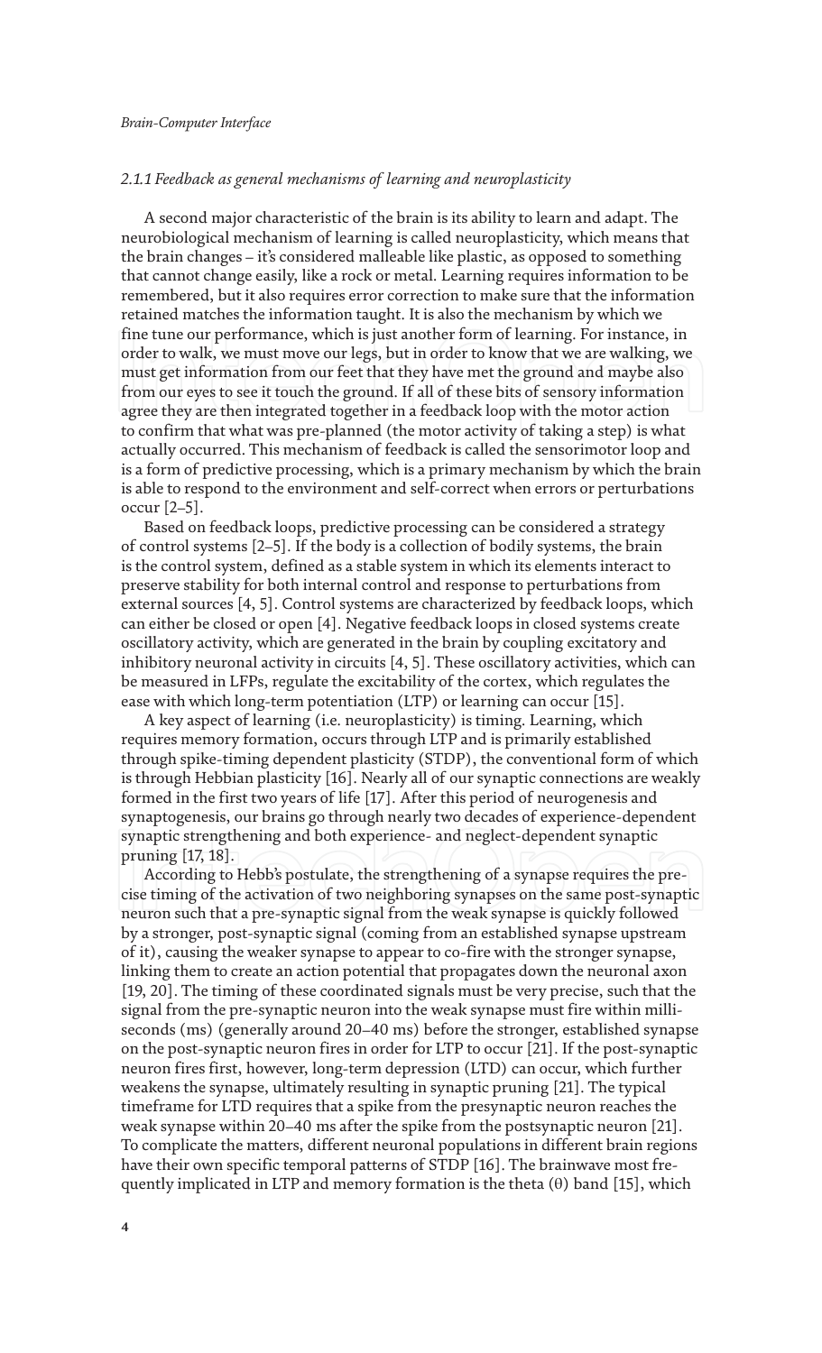### *2.1.1 Feedback as general mechanisms of learning and neuroplasticity*

A second major characteristic of the brain is its ability to learn and adapt. The neurobiological mechanism of learning is called neuroplasticity, which means that the brain changes – it's considered malleable like plastic, as opposed to something that cannot change easily, like a rock or metal. Learning requires information to be remembered, but it also requires error correction to make sure that the information retained matches the information taught. It is also the mechanism by which we fine tune our performance, which is just another form of learning. For instance, in order to walk, we must move our legs, but in order to know that we are walking, we must get information from our feet that they have met the ground and maybe also from our eyes to see it touch the ground. If all of these bits of sensory information agree they are then integrated together in a feedback loop with the motor action to confirm that what was pre-planned (the motor activity of taking a step) is what actually occurred. This mechanism of feedback is called the sensorimotor loop and is a form of predictive processing, which is a primary mechanism by which the brain is able to respond to the environment and self-correct when errors or perturbations occur [2–5].

Based on feedback loops, predictive processing can be considered a strategy of control systems [2–5]. If the body is a collection of bodily systems, the brain is the control system, defined as a stable system in which its elements interact to preserve stability for both internal control and response to perturbations from external sources [4, 5]. Control systems are characterized by feedback loops, which can either be closed or open [4]. Negative feedback loops in closed systems create oscillatory activity, which are generated in the brain by coupling excitatory and inhibitory neuronal activity in circuits [4, 5]. These oscillatory activities, which can be measured in LFPs, regulate the excitability of the cortex, which regulates the ease with which long-term potentiation (LTP) or learning can occur [15].

A key aspect of learning (i.e. neuroplasticity) is timing. Learning, which requires memory formation, occurs through LTP and is primarily established through spike-timing dependent plasticity (STDP), the conventional form of which is through Hebbian plasticity [16]. Nearly all of our synaptic connections are weakly formed in the first two years of life [17]. After this period of neurogenesis and synaptogenesis, our brains go through nearly two decades of experience-dependent synaptic strengthening and both experience- and neglect-dependent synaptic pruning [17, 18].

According to Hebb's postulate, the strengthening of a synapse requires the precise timing of the activation of two neighboring synapses on the same post-synaptic neuron such that a pre-synaptic signal from the weak synapse is quickly followed by a stronger, post-synaptic signal (coming from an established synapse upstream of it), causing the weaker synapse to appear to co-fire with the stronger synapse, linking them to create an action potential that propagates down the neuronal axon [19, 20]. The timing of these coordinated signals must be very precise, such that the signal from the pre-synaptic neuron into the weak synapse must fire within milliseconds (ms) (generally around 20–40 ms) before the stronger, established synapse on the post-synaptic neuron fires in order for LTP to occur [21]. If the post-synaptic neuron fires first, however, long-term depression (LTD) can occur, which further weakens the synapse, ultimately resulting in synaptic pruning [21]. The typical timeframe for LTD requires that a spike from the presynaptic neuron reaches the weak synapse within 20–40 ms after the spike from the postsynaptic neuron [21]. To complicate the matters, different neuronal populations in different brain regions have their own specific temporal patterns of STDP [16]. The brainwave most frequently implicated in LTP and memory formation is the theta (θ) band [15], which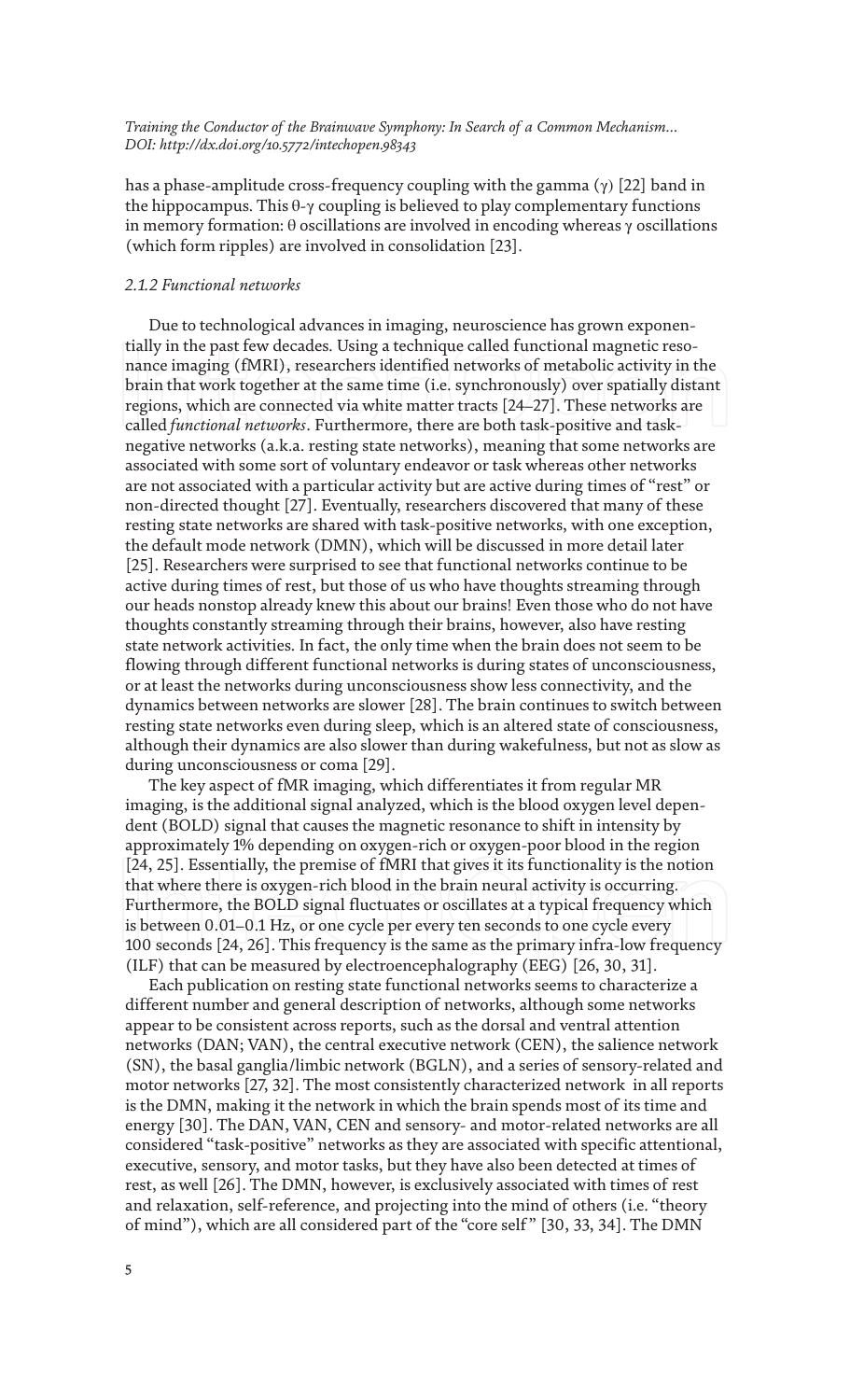has a phase-amplitude cross-frequency coupling with the gamma (γ) [22] band in the hippocampus. This θ-γ coupling is believed to play complementary functions in memory formation: θ oscillations are involved in encoding whereas γ oscillations (which form ripples) are involved in consolidation [23].

### 2.1.2 Functional networks

Due to technological advances in imaging, neuroscience has grown exponentially in the past few decades. Using a technique called functional magnetic resonance imaging (fMRI), researchers identified networks of metabolic activity in the brain that work together at the same time (i.e. synchronously) over spatially distant regions, which are connected via white matter tracts [24–27]. These networks are called *functional networks*. Furthermore, there are both task-positive and task-negative networks (a.k.a. resting state networks), meaning that some networks are associated with some sort of voluntary endeavor or task whereas other networks are not associated with a particular activity but are active during times of "rest" or non-directed thought [27]. Eventually, researchers discovered that many of these resting state networks are shared with task-positive networks, with one exception, the default mode network (DMN), which will be discussed in more detail later [25]. Researchers were surprised to see that functional networks continue to be active during times of rest, but those of us who have thoughts streaming through our heads nonstop already knew this about our brains! Even those who do not have thoughts constantly streaming through their brains, however, also have resting state network activities. In fact, the only time when the brain does not seem to be flowing through different functional networks is during states of unconsciousness, or at least the networks during unconsciousness show less connectivity, and the dynamics between networks are slower [28]. The brain continues to switch between resting state networks even during sleep, which is an altered state of consciousness, although their dynamics are also slower than during wakefulness, but not as slow as during unconsciousness or coma [29].

The key aspect of fMR imaging, which differentiates it from regular MR imaging, is the additional signal analyzed, which is the blood oxygen level dependent (BOLD) signal that causes the magnetic resonance to shift in intensity by approximately 1% depending on oxygen-rich or oxygen-poor blood in the region [24, 25]. Essentially, the premise of fMRI that gives it its functionality is the notion that where there is oxygen-rich blood in the brain neural activity is occurring. Furthermore, the BOLD signal fluctuates or oscillates at a typical frequency which is between 0.01–0.1 Hz, or one cycle per every ten seconds to one cycle every 100 seconds [24, 26]. This frequency is the same as the primary infra-low frequency (ILF) that can be measured by electroencephalography (EEG) [26, 30, 31].

Each publication on resting state functional networks seems to characterize a different number and general description of networks, although some networks appear to be consistent across reports, such as the dorsal and ventral attention networks (DAN; VAN), the central executive network (CEN), the salience network (SN), the basal ganglia/limbic network (BGLN), and a series of sensory-related and motor networks [27, 32]. The most consistently characterized network in all reports is the DMN, making it the network in which the brain spends most of its time and energy [30]. The DAN, VAN, CEN and sensory- and motor-related networks are all considered "task-positive" networks as they are associated with specific attentional, executive, sensory, and motor tasks, but they have also been detected at times of rest, as well [26]. The DMN, however, is exclusively associated with times of rest and relaxation, self-reference, and projecting into the mind of others (i.e. "theory of mind"), which are all considered part of the "core self" [30, 33, 34]. The DMN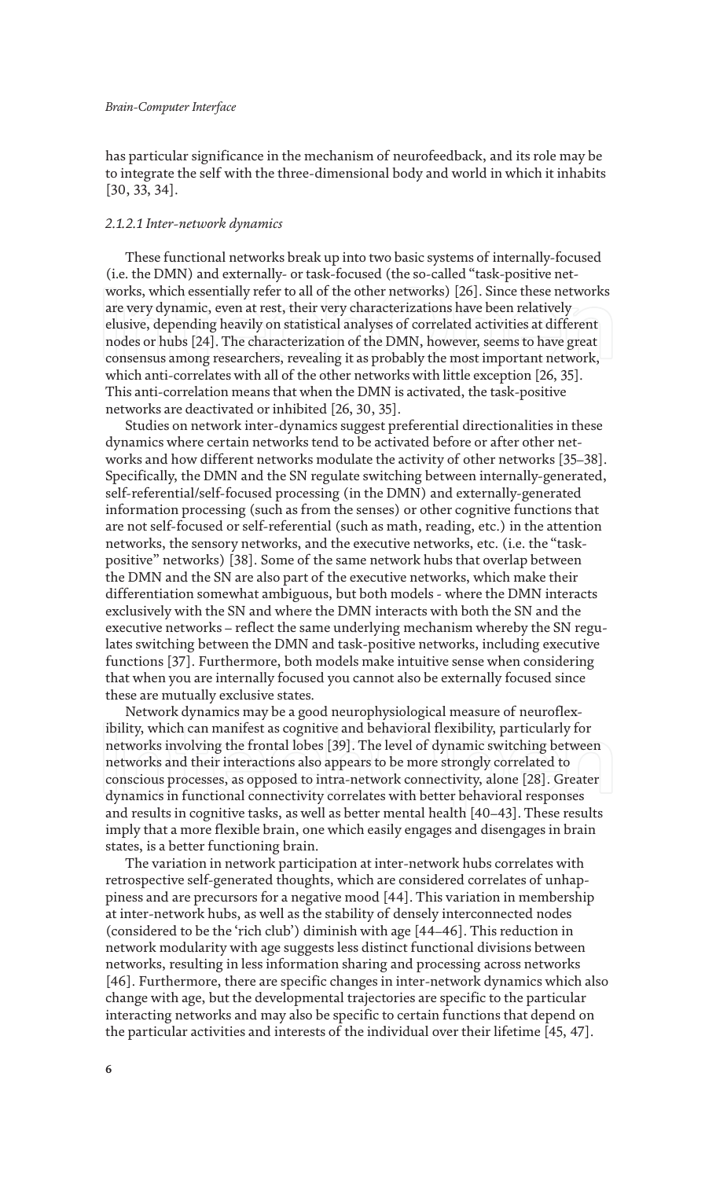has particular significance in the mechanism of neurofeedback, and its role may be to integrate the self with the three-dimensional body and world in which it inhabits [30, 33, 34].

#### *2.1.2.1 Inter-network dynamics*

These functional networks break up into two basic systems of internally-focused (i.e. the DMN) and externally- or task-focused (the so-called "task-positive networks, which essentially refer to all of the other networks) [26]. Since these networks are very dynamic, even at rest, their very characterizations have been relatively elusive, depending heavily on statistical analyses of correlated activities at different nodes or hubs [24]. The characterization of the DMN, however, seems to have great consensus among researchers, revealing it as probably the most important network, which anti-correlates with all of the other networks with little exception [26, 35]. This anti-correlation means that when the DMN is activated, the task-positive networks are deactivated or inhibited [26, 30, 35].

Studies on network inter-dynamics suggest preferential directionalities in these dynamics where certain networks tend to be activated before or after other networks and how different networks modulate the activity of other networks [35–38]. Specifically, the DMN and the SN regulate switching between internally-generated, self-referential/self-focused processing (in the DMN) and externally-generated information processing (such as from the senses) or other cognitive functions that are not self-focused or self-referential (such as math, reading, etc.) in the attention networks, the sensory networks, and the executive networks, etc. (i.e. the "task-positive" networks) [38]. Some of the same network hubs that overlap between the DMN and the SN are also part of the executive networks, which make their differentiation somewhat ambiguous, but both models - where the DMN interacts exclusively with the SN and where the DMN interacts with both the SN and the executive networks – reflect the same underlying mechanism whereby the SN regulates switching between the DMN and task-positive networks, including executive functions [37]. Furthermore, both models make intuitive sense when considering that when you are internally focused you cannot also be externally focused since these are mutually exclusive states.

Network dynamics may be a good neurophysiological measure of neuroflexibility, which can manifest as cognitive and behavioral flexibility, particularly for networks involving the frontal lobes [39]. The level of dynamic switching between networks and their interactions also appears to be more strongly correlated to conscious processes, as opposed to intra-network connectivity, alone [28]. Greater dynamics in functional connectivity correlates with better behavioral responses and results in cognitive tasks, as well as better mental health [40–43]. These results imply that a more flexible brain, one which easily engages and disengages in brain states, is a better functioning brain.

The variation in network participation at inter-network hubs correlates with retrospective self-generated thoughts, which are considered correlates of unhappiness and are precursors for a negative mood [44]. This variation in membership at inter-network hubs, as well as the stability of densely interconnected nodes (considered to be the 'rich club') diminish with age [44–46]. This reduction in network modularity with age suggests less distinct functional divisions between networks, resulting in less information sharing and processing across networks [46]. Furthermore, there are specific changes in inter-network dynamics which also change with age, but the developmental trajectories are specific to the particular interacting networks and may also be specific to certain functions that depend on the particular activities and interests of the individual over their lifetime [45, 47].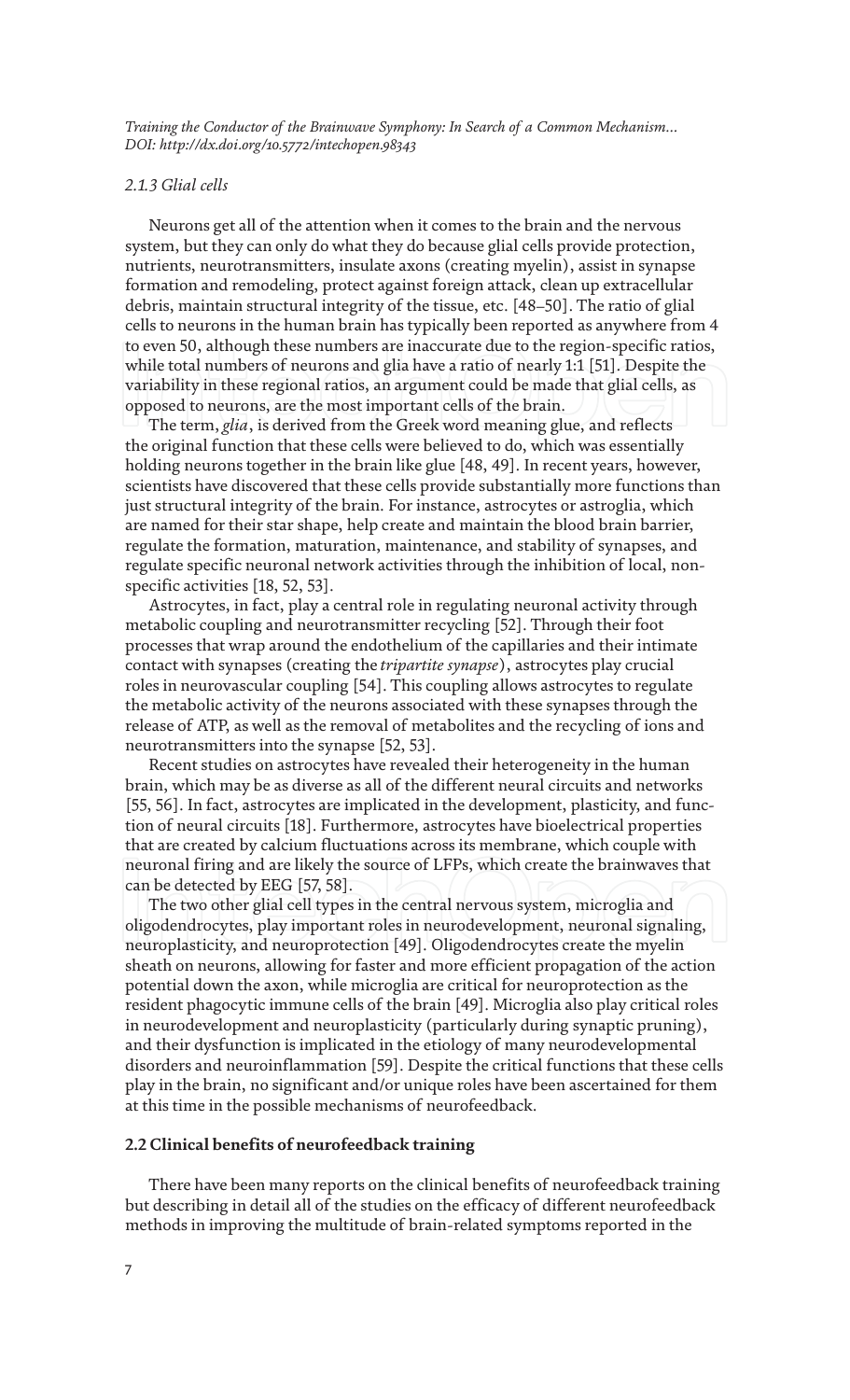#### 2.1.3 Glial cells

Neurons get all of the attention when it comes to the brain and the nervous system, but they can only do what they do because glial cells provide protection, nutrients, neurotransmitters, insulate axons (creating myelin), assist in synapse formation and remodeling, protect against foreign attack, clean up extracellular debris, maintain structural integrity of the tissue, etc. [48–50]. The ratio of glial cells to neurons in the human brain has typically been reported as anywhere from 4 to even 50, although these numbers are inaccurate due to the region-specific ratios, while total numbers of neurons and glia have a ratio of nearly 1:1 [51]. Despite the variability in these regional ratios, an argument could be made that glial cells, as opposed to neurons, are the most important cells of the brain.

The term, *glia*, is derived from the Greek word meaning glue, and reflects the original function that these cells were believed to do, which was essentially holding neurons together in the brain like glue [48, 49]. In recent years, however, scientists have discovered that these cells provide substantially more functions than just structural integrity of the brain. For instance, astrocytes or astroglia, which are named for their star shape, help create and maintain the blood brain barrier, regulate the formation, maturation, maintenance, and stability of synapses, and regulate specific neuronal network activities through the inhibition of local, non-specific activities [18, 52, 53].

Astrocytes, in fact, play a central role in regulating neuronal activity through metabolic coupling and neurotransmitter recycling [52]. Through their foot processes that wrap around the endothelium of the capillaries and their intimate contact with synapses (creating the *tripartite synapse*), astrocytes play crucial roles in neurovascular coupling [54]. This coupling allows astrocytes to regulate the metabolic activity of the neurons associated with these synapses through the release of ATP, as well as the removal of metabolites and the recycling of ions and neurotransmitters into the synapse [52, 53].

Recent studies on astrocytes have revealed their heterogeneity in the human brain, which may be as diverse as all of the different neural circuits and networks [55, 56]. In fact, astrocytes are implicated in the development, plasticity, and function of neural circuits [18]. Furthermore, astrocytes have bioelectrical properties that are created by calcium fluctuations across its membrane, which couple with neuronal firing and are likely the source of LFPs, which create the brainwaves that can be detected by EEG [57, 58].

The two other glial cell types in the central nervous system, microglia and oligodendrocytes, play important roles in neurodevelopment, neuronal signaling, neuroplasticity, and neuroprotection [49]. Oligodendrocytes create the myelin sheath on neurons, allowing for faster and more efficient propagation of the action potential down the axon, while microglia are critical for neuroprotection as the resident phagocytic immune cells of the brain [49]. Microglia also play critical roles in neurodevelopment and neuroplasticity (particularly during synaptic pruning), and their dysfunction is implicated in the etiology of many neurodevelopmental disorders and neuroinflammation [59]. Despite the critical functions that these cells play in the brain, no significant and/or unique roles have been ascertained for them at this time in the possible mechanisms of neurofeedback.

### 2.2 Clinical benefits of neurofeedback training

There have been many reports on the clinical benefits of neurofeedback training but describing in detail all of the studies on the efficacy of different neurofeedback methods in improving the multitude of brain-related symptoms reported in the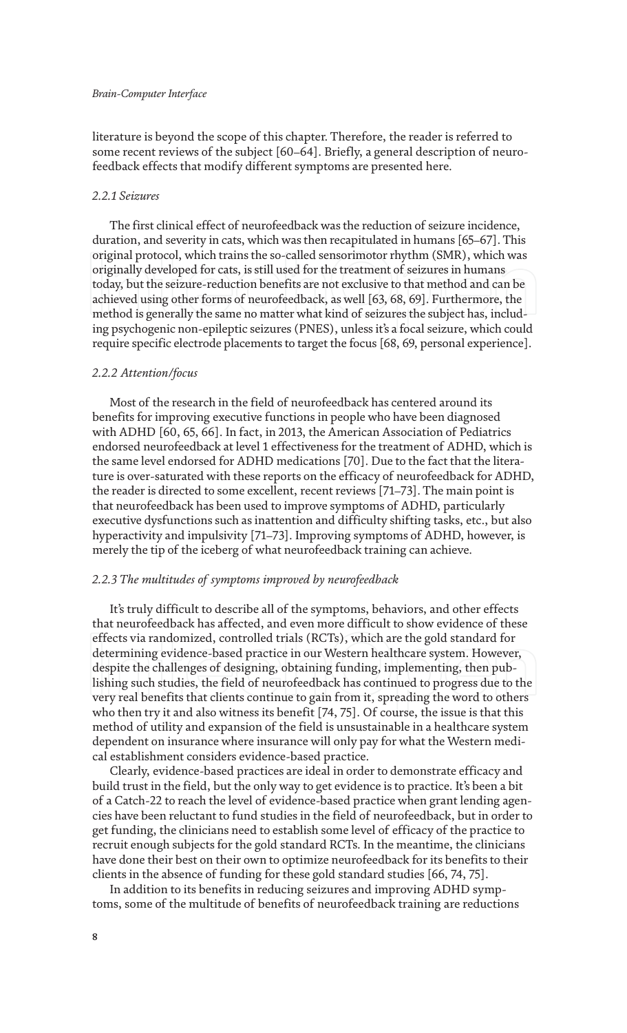literature is beyond the scope of this chapter. Therefore, the reader is referred to some recent reviews of the subject [60–64]. Briefly, a general description of neurofeedback effects that modify different symptoms are presented here.

### *2.2.1 Seizures*

The first clinical effect of neurofeedback was the reduction of seizure incidence, duration, and severity in cats, which was then recapitulated in humans [65–67]. This original protocol, which trains the so-called sensorimotor rhythm (SMR), which was originally developed for cats, is still used for the treatment of seizures in humans today, but the seizure-reduction benefits are not exclusive to that method and can be achieved using other forms of neurofeedback, as well [63, 68, 69]. Furthermore, the method is generally the same no matter what kind of seizures the subject has, including psychogenic non-epileptic seizures (PNES), unless it's a focal seizure, which could require specific electrode placements to target the focus [68, 69, personal experience].

### *2.2.2 Attention/focus*

Most of the research in the field of neurofeedback has centered around its benefits for improving executive functions in people who have been diagnosed with ADHD [60, 65, 66]. In fact, in 2013, the American Association of Pediatrics endorsed neurofeedback at level 1 effectiveness for the treatment of ADHD, which is the same level endorsed for ADHD medications [70]. Due to the fact that the literature is over-saturated with these reports on the efficacy of neurofeedback for ADHD, the reader is directed to some excellent, recent reviews [71–73]. The main point is that neurofeedback has been used to improve symptoms of ADHD, particularly executive dysfunctions such as inattention and difficulty shifting tasks, etc., but also hyperactivity and impulsivity [71–73]. Improving symptoms of ADHD, however, is merely the tip of the iceberg of what neurofeedback training can achieve.

### *2.2.3 The multitudes of symptoms improved by neurofeedback*

It's truly difficult to describe all of the symptoms, behaviors, and other effects that neurofeedback has affected, and even more difficult to show evidence of these effects via randomized, controlled trials (RCTs), which are the gold standard for determining evidence-based practice in our Western healthcare system. However, despite the challenges of designing, obtaining funding, implementing, then publishing such studies, the field of neurofeedback has continued to progress due to the very real benefits that clients continue to gain from it, spreading the word to others who then try it and also witness its benefit [74, 75]. Of course, the issue is that this method of utility and expansion of the field is unsustainable in a healthcare system dependent on insurance where insurance will only pay for what the Western medical establishment considers evidence-based practice.

Clearly, evidence-based practices are ideal in order to demonstrate efficacy and build trust in the field, but the only way to get evidence is to practice. It's been a bit of a Catch-22 to reach the level of evidence-based practice when grant lending agencies have been reluctant to fund studies in the field of neurofeedback, but in order to get funding, the clinicians need to establish some level of efficacy of the practice to recruit enough subjects for the gold standard RCTs. In the meantime, the clinicians have done their best on their own to optimize neurofeedback for its benefits to their clients in the absence of funding for these gold standard studies [66, 74, 75].

In addition to its benefits in reducing seizures and improving ADHD symptoms, some of the multitude of benefits of neurofeedback training are reductions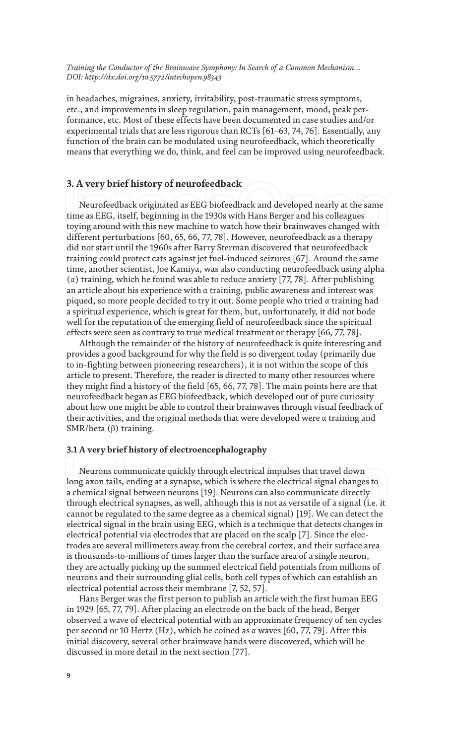in headaches, migraines, anxiety, irritability, post-traumatic stress symptoms, etc., and improvements in sleep regulation, pain management, mood, peak performance, etc. Most of these effects have been documented in case studies and/or experimental trials that are less rigorous than RCTs [61–63, 74, 76]. Essentially, any function of the brain can be modulated using neurofeedback, which theoretically means that everything we do, think, and feel can be improved using neurofeedback.

## 3. A very brief history of neurofeedback

Neurofeedback originated as EEG biofeedback and developed nearly at the same time as EEG, itself, beginning in the 1930s with Hans Berger and his colleagues toying around with this new machine to watch how their brainwaves changed with different perturbations [60, 65, 66, 77, 78]. However, neurofeedback as a therapy did not start until the 1960s after Barry Sterman discovered that neurofeedback training could protect cats against jet fuel-induced seizures [67]. Around the same time, another scientist, Joe Kamiya, was also conducting neurofeedback using alpha (α) training, which he found was able to reduce anxiety [77, 78]. After publishing an article about his experience with α training, public awareness and interest was piqued, so more people decided to try it out. Some people who tried α training had a spiritual experience, which is great for them, but, unfortunately, it did not bode well for the reputation of the emerging field of neurofeedback since the spiritual effects were seen as contrary to true medical treatment or therapy [66, 77, 78].

Although the remainder of the history of neurofeedback is quite interesting and provides a good background for why the field is so divergent today (primarily due to in-fighting between pioneering researchers), it is not within the scope of this article to present. Therefore, the reader is directed to many other resources where they might find a history of the field [65, 66, 77, 78]. The main points here are that neurofeedback began as EEG biofeedback, which developed out of pure curiosity about how one might be able to control their brainwaves through visual feedback of their activities, and the original methods that were developed were α training and SMR/beta (β) training.

### 3.1 A very brief history of electroencephalography

Neurons communicate quickly through electrical impulses that travel down long axon tails, ending at a synapse, which is where the electrical signal changes to a chemical signal between neurons [19]. Neurons can also communicate directly through electrical synapses, as well, although this is not as versatile of a signal (i.e. it cannot be regulated to the same degree as a chemical signal) [19]. We can detect the electrical signal in the brain using EEG, which is a technique that detects changes in electrical potential via electrodes that are placed on the scalp [7]. Since the electrodes are several millimeters away from the cerebral cortex, and their surface area is thousands-to-millions of times larger than the surface area of a single neuron, they are actually picking up the summed electrical field potentials from millions of neurons and their surrounding glial cells, both cell types of which can establish an electrical potential across their membrane [7, 52, 57].

Hans Berger was the first person to publish an article with the first human EEG in 1929 [65, 77, 79]. After placing an electrode on the back of the head, Berger observed a wave of electrical potential with an approximate frequency of ten cycles per second or 10 Hertz (Hz), which he coined as α waves [60, 77, 79]. After this initial discovery, several other brainwave bands were discovered, which will be discussed in more detail in the next section [77].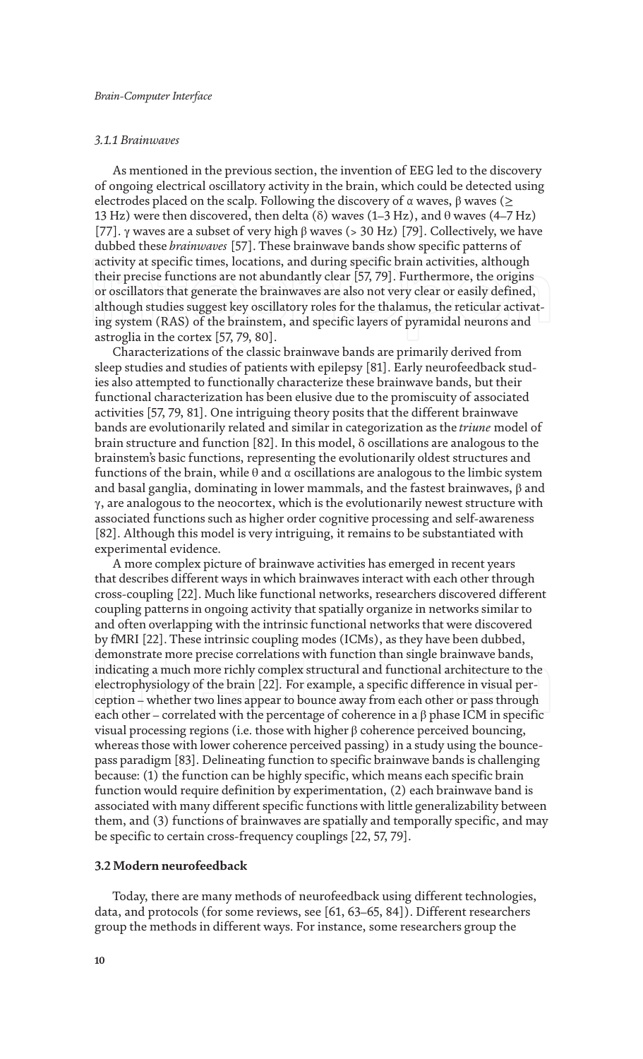### *3.1.1 Brainwaves*

As mentioned in the previous section, the invention of EEG led to the discovery of ongoing electrical oscillatory activity in the brain, which could be detected using electrodes placed on the scalp. Following the discovery of α waves, β waves (≥ 13 Hz) were then discovered, then delta (δ) waves (1–3 Hz), and θ waves (4–7 Hz) [77]. γ waves are a subset of very high β waves (> 30 Hz) [79]. Collectively, we have dubbed these *brainwaves* [57]. These brainwave bands show specific patterns of activity at specific times, locations, and during specific brain activities, although their precise functions are not abundantly clear [57, 79]. Furthermore, the origins or oscillators that generate the brainwaves are also not very clear or easily defined, although studies suggest key oscillatory roles for the thalamus, the reticular activating system (RAS) of the brainstem, and specific layers of pyramidal neurons and astroglia in the cortex [57, 79, 80].

Characterizations of the classic brainwave bands are primarily derived from sleep studies and studies of patients with epilepsy [81]. Early neurofeedback studies also attempted to functionally characterize these brainwave bands, but their functional characterization has been elusive due to the promiscuity of associated activities [57, 79, 81]. One intriguing theory posits that the different brainwave bands are evolutionarily related and similar in categorization as the *triune* model of brain structure and function [82]. In this model, δ oscillations are analogous to the brainstem's basic functions, representing the evolutionarily oldest structures and functions of the brain, while θ and α oscillations are analogous to the limbic system and basal ganglia, dominating in lower mammals, and the fastest brainwaves, β and γ, are analogous to the neocortex, which is the evolutionarily newest structure with associated functions such as higher order cognitive processing and self-awareness [82]. Although this model is very intriguing, it remains to be substantiated with experimental evidence.

A more complex picture of brainwave activities has emerged in recent years that describes different ways in which brainwaves interact with each other through cross-coupling [22]. Much like functional networks, researchers discovered different coupling patterns in ongoing activity that spatially organize in networks similar to and often overlapping with the intrinsic functional networks that were discovered by fMRI [22]. These intrinsic coupling modes (ICMs), as they have been dubbed, demonstrate more precise correlations with function than single brainwave bands, indicating a much more richly complex structural and functional architecture to the electrophysiology of the brain [22]. For example, a specific difference in visual perception – whether two lines appear to bounce away from each other or pass through each other – correlated with the percentage of coherence in a β phase ICM in specific visual processing regions (i.e. those with higher β coherence perceived bouncing, whereas those with lower coherence perceived passing) in a study using the bounce-pass paradigm [83]. Delineating function to specific brainwave bands is challenging because: (1) the function can be highly specific, which means each specific brain function would require definition by experimentation, (2) each brainwave band is associated with many different specific functions with little generalizability between them, and (3) functions of brainwaves are spatially and temporally specific, and may be specific to certain cross-frequency couplings [22, 57, 79].

## 3.2 Modern neurofeedback

Today, there are many methods of neurofeedback using different technologies, data, and protocols (for some reviews, see [61, 63–65, 84]). Different researchers group the methods in different ways. For instance, some researchers group the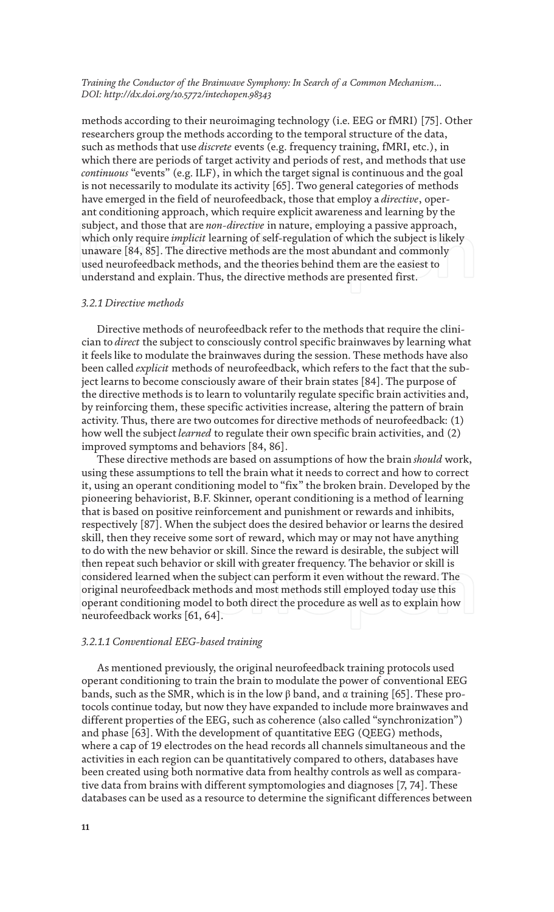methods according to their neuroimaging technology (i.e. EEG or fMRI) [75]. Other researchers group the methods according to the temporal structure of the data, such as methods that use *discrete* events (e.g. frequency training, fMRI, etc.), in which there are periods of target activity and periods of rest, and methods that use *continuous* "events" (e.g. ILF), in which the target signal is continuous and the goal is not necessarily to modulate its activity [65]. Two general categories of methods have emerged in the field of neurofeedback, those that employ a *directive*, operant conditioning approach, which require explicit awareness and learning by the subject, and those that are *non-directive* in nature, employing a passive approach, which only require *implicit* learning of self-regulation of which the subject is likely unaware [84, 85]. The directive methods are the most abundant and commonly used neurofeedback methods, and the theories behind them are the easiest to understand and explain. Thus, the directive methods are presented first.

#### *3.2.1 Directive methods*

Directive methods of neurofeedback refer to the methods that require the clinician to *direct* the subject to consciously control specific brainwaves by learning what it feels like to modulate the brainwaves during the session. These methods have also been called *explicit* methods of neurofeedback, which refers to the fact that the subject learns to become consciously aware of their brain states [84]. The purpose of the directive methods is to learn to voluntarily regulate specific brain activities and, by reinforcing them, these specific activities increase, altering the pattern of brain activity. Thus, there are two outcomes for directive methods of neurofeedback: (1) how well the subject *learned* to regulate their own specific brain activities, and (2) improved symptoms and behaviors [84, 86].

These directive methods are based on assumptions of how the brain *should* work, using these assumptions to tell the brain what it needs to correct and how to correct it, using an operant conditioning model to "fix" the broken brain. Developed by the pioneering behaviorist, B.F. Skinner, operant conditioning is a method of learning that is based on positive reinforcement and punishment or rewards and inhibits, respectively [87]. When the subject does the desired behavior or learns the desired skill, then they receive some sort of reward, which may or may not have anything to do with the new behavior or skill. Since the reward is desirable, the subject will then repeat such behavior or skill with greater frequency. The behavior or skill is considered learned when the subject can perform it even without the reward. The original neurofeedback methods and most methods still employed today use this operant conditioning model to both direct the procedure as well as to explain how neurofeedback works [61, 64].

##### *3.2.1.1 Conventional EEG-based training*

As mentioned previously, the original neurofeedback training protocols used operant conditioning to train the brain to modulate the power of conventional EEG bands, such as the SMR, which is in the low β band, and α training [65]. These protocols continue today, but now they have expanded to include more brainwaves and different properties of the EEG, such as coherence (also called "synchronization") and phase [63]. With the development of quantitative EEG (QEEG) methods, where a cap of 19 electrodes on the head records all channels simultaneous and the activities in each region can be quantitatively compared to others, databases have been created using both normative data from healthy controls as well as comparative data from brains with different symptomologies and diagnoses [7, 74]. These databases can be used as a resource to determine the significant differences between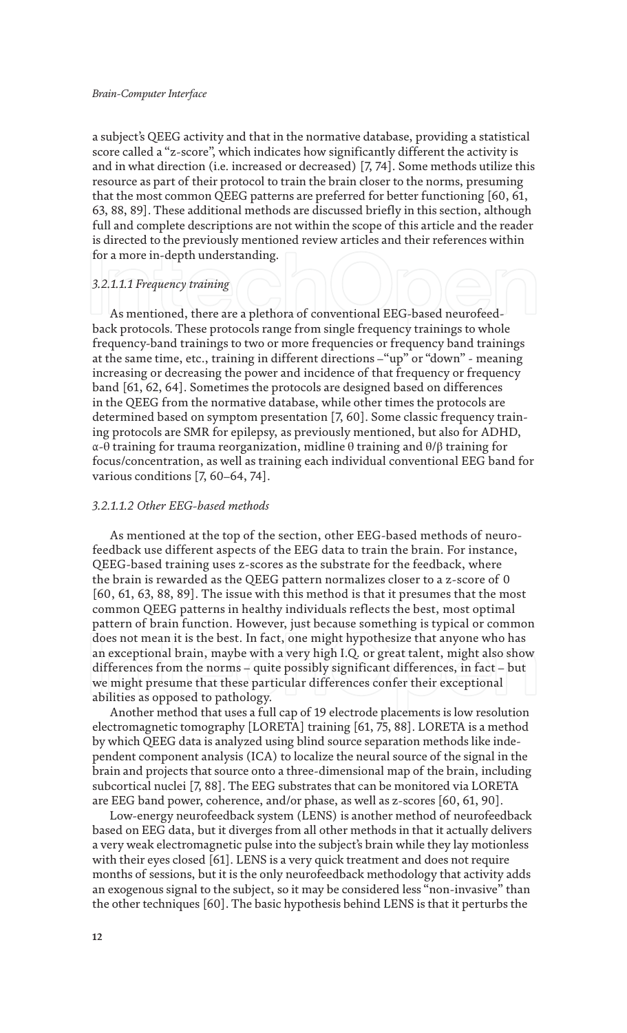a subject's QEEG activity and that in the normative database, providing a statistical score called a "z-score", which indicates how significantly different the activity is and in what direction (i.e. increased or decreased) [7, 74]. Some methods utilize this resource as part of their protocol to train the brain closer to the norms, presuming that the most common QEEG patterns are preferred for better functioning [60, 61, 63, 88, 89]. These additional methods are discussed briefly in this section, although full and complete descriptions are not within the scope of this article and the reader is directed to the previously mentioned review articles and their references within for a more in-depth understanding.

*3.2.1.1.1 Frequency training*

As mentioned, there are a plethora of conventional EEG-based neurofeedback protocols. These protocols range from single frequency trainings to whole frequency-band trainings to two or more frequencies or frequency band trainings at the same time, etc., training in different directions –"up" or "down" - meaning increasing or decreasing the power and incidence of that frequency or frequency band [61, 62, 64]. Sometimes the protocols are designed based on differences in the QEEG from the normative database, while other times the protocols are determined based on symptom presentation [7, 60]. Some classic frequency training protocols are SMR for epilepsy, as previously mentioned, but also for ADHD, α-θ training for trauma reorganization, midline θ training and θ/β training for focus/concentration, as well as training each individual conventional EEG band for various conditions [7, 60–64, 74].

*3.2.1.1.2 Other EEG-based methods*

As mentioned at the top of the section, other EEG-based methods of neurofeedback use different aspects of the EEG data to train the brain. For instance, QEEG-based training uses z-scores as the substrate for the feedback, where the brain is rewarded as the QEEG pattern normalizes closer to a z-score of 0 [60, 61, 63, 88, 89]. The issue with this method is that it presumes that the most common QEEG patterns in healthy individuals reflects the best, most optimal pattern of brain function. However, just because something is typical or common does not mean it is the best. In fact, one might hypothesize that anyone who has an exceptional brain, maybe with a very high I.Q. or great talent, might also show differences from the norms – quite possibly significant differences, in fact – but we might presume that these particular differences confer their exceptional abilities as opposed to pathology.

Another method that uses a full cap of 19 electrode placements is low resolution electromagnetic tomography [LORETA] training [61, 75, 88]. LORETA is a method by which QEEG data is analyzed using blind source separation methods like independent component analysis (ICA) to localize the neural source of the signal in the brain and projects that source onto a three-dimensional map of the brain, including subcortical nuclei [7, 88]. The EEG substrates that can be monitored via LORETA are EEG band power, coherence, and/or phase, as well as z-scores [60, 61, 90].

Low-energy neurofeedback system (LENS) is another method of neurofeedback based on EEG data, but it diverges from all other methods in that it actually delivers a very weak electromagnetic pulse into the subject's brain while they lay motionless with their eyes closed [61]. LENS is a very quick treatment and does not require months of sessions, but it is the only neurofeedback methodology that activity adds an exogenous signal to the subject, so it may be considered less "non-invasive" than the other techniques [60]. The basic hypothesis behind LENS is that it perturbs the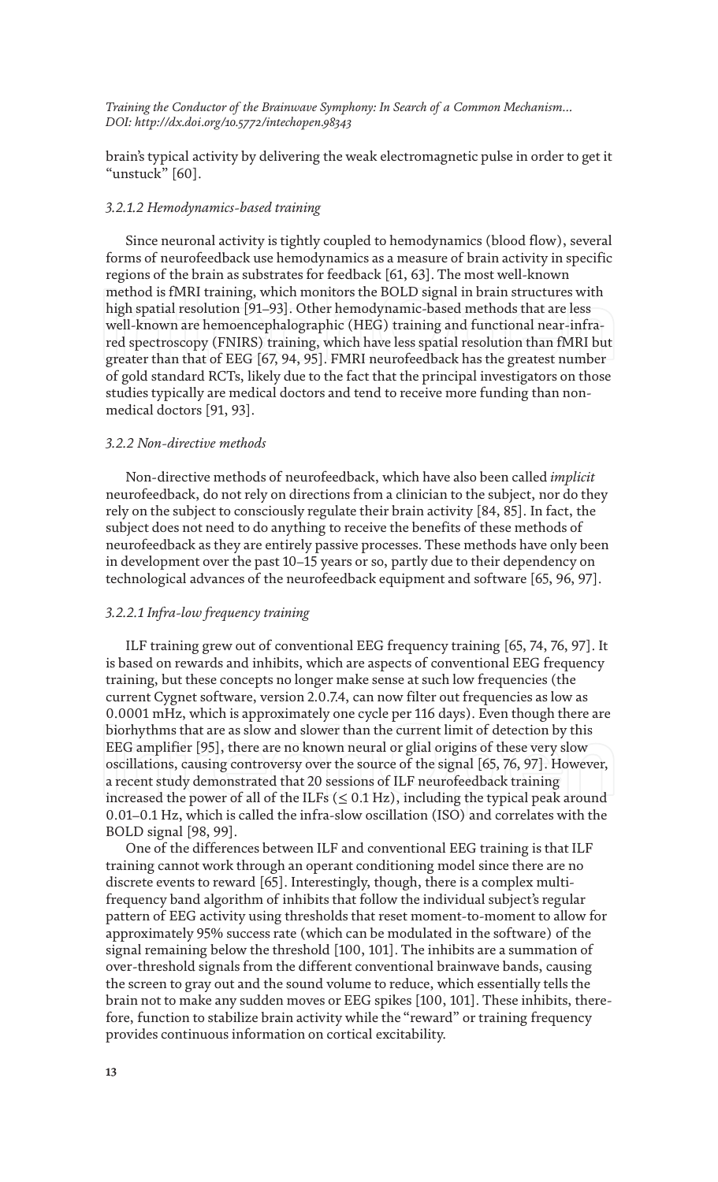brain's typical activity by delivering the weak electromagnetic pulse in order to get it "unstuck" [60].

#### *3.2.1.2 Hemodynamics-based training*

Since neuronal activity is tightly coupled to hemodynamics (blood flow), several forms of neurofeedback use hemodynamics as a measure of brain activity in specific regions of the brain as substrates for feedback [61, 63]. The most well-known method is fMRI training, which monitors the BOLD signal in brain structures with high spatial resolution [91–93]. Other hemodynamic-based methods that are less well-known are hemoencephalographic (HEG) training and functional near-infrared spectroscopy (FNIRS) training, which have less spatial resolution than fMRI but greater than that of EEG [67, 94, 95]. FMRI neurofeedback has the greatest number of gold standard RCTs, likely due to the fact that the principal investigators on those studies typically are medical doctors and tend to receive more funding than non-medical doctors [91, 93].

### *3.2.2 Non-directive methods*

Non-directive methods of neurofeedback, which have also been called *implicit* neurofeedback, do not rely on directions from a clinician to the subject, nor do they rely on the subject to consciously regulate their brain activity [84, 85]. In fact, the subject does not need to do anything to receive the benefits of these methods of neurofeedback as they are entirely passive processes. These methods have only been in development over the past 10–15 years or so, partly due to their dependency on technological advances of the neurofeedback equipment and software [65, 96, 97].

#### *3.2.2.1 Infra-low frequency training*

ILF training grew out of conventional EEG frequency training [65, 74, 76, 97]. It is based on rewards and inhibits, which are aspects of conventional EEG frequency training, but these concepts no longer make sense at such low frequencies (the current Cygnet software, version 2.0.7.4, can now filter out frequencies as low as 0.0001 mHz, which is approximately one cycle per 116 days). Even though there are biorhythms that are as slow and slower than the current limit of detection by this EEG amplifier [95], there are no known neural or glial origins of these very slow oscillations, causing controversy over the source of the signal [65, 76, 97]. However, a recent study demonstrated that 20 sessions of ILF neurofeedback training increased the power of all of the ILFs ($\leq 0.1$ Hz), including the typical peak around 0.01–0.1 Hz, which is called the infra-slow oscillation (ISO) and correlates with the BOLD signal [98, 99].

One of the differences between ILF and conventional EEG training is that ILF training cannot work through an operant conditioning model since there are no discrete events to reward [65]. Interestingly, though, there is a complex multi-frequency band algorithm of inhibits that follow the individual subject's regular pattern of EEG activity using thresholds that reset moment-to-moment to allow for approximately 95% success rate (which can be modulated in the software) of the signal remaining below the threshold [100, 101]. The inhibits are a summation of over-threshold signals from the different conventional brainwave bands, causing the screen to gray out and the sound volume to reduce, which essentially tells the brain not to make any sudden moves or EEG spikes [100, 101]. These inhibits, therefore, function to stabilize brain activity while the "reward" or training frequency provides continuous information on cortical excitability.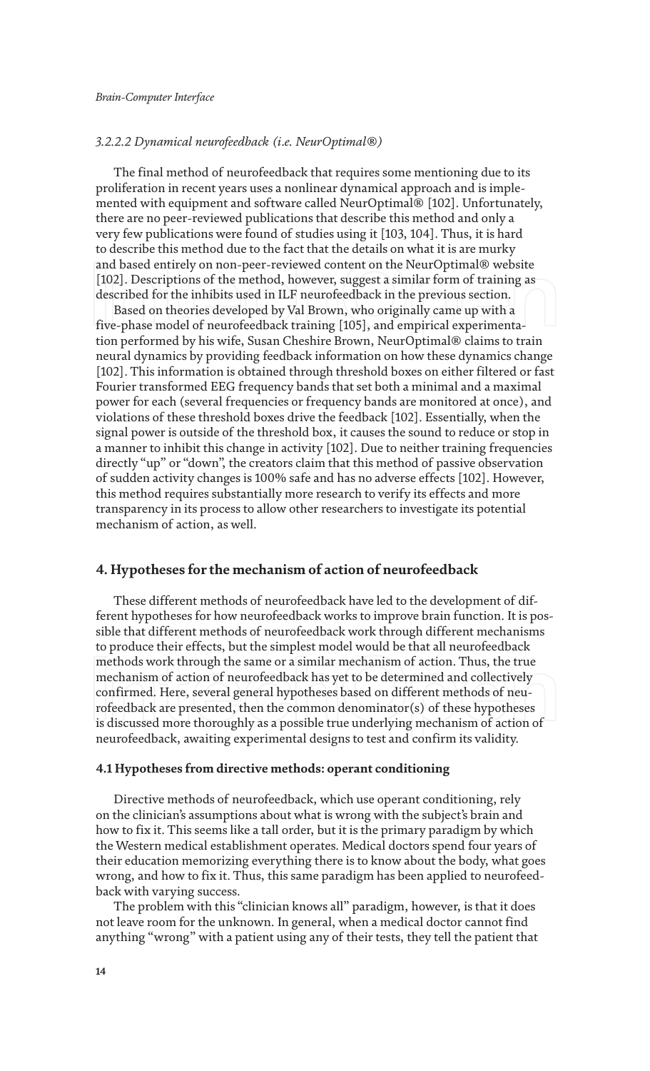### *3.2.2.2 Dynamical neurofeedback (i.e. NeurOptimal®)*

The final method of neurofeedback that requires some mentioning due to its proliferation in recent years uses a nonlinear dynamical approach and is implemented with equipment and software called NeurOptimal® [102]. Unfortunately, there are no peer-reviewed publications that describe this method and only a very few publications were found of studies using it [103, 104]. Thus, it is hard to describe this method due to the fact that the details on what it is are murky and based entirely on non-peer-reviewed content on the NeurOptimal® website [102]. Descriptions of the method, however, suggest a similar form of training as described for the inhibits used in ILF neurofeedback in the previous section.

Based on theories developed by Val Brown, who originally came up with a five-phase model of neurofeedback training [105], and empirical experimentation performed by his wife, Susan Cheshire Brown, NeurOptimal® claims to train neural dynamics by providing feedback information on how these dynamics change [102]. This information is obtained through threshold boxes on either filtered or fast Fourier transformed EEG frequency bands that set both a minimal and a maximal power for each (several frequencies or frequency bands are monitored at once), and violations of these threshold boxes drive the feedback [102]. Essentially, when the signal power is outside of the threshold box, it causes the sound to reduce or stop in a manner to inhibit this change in activity [102]. Due to neither training frequencies directly "up" or "down", the creators claim that this method of passive observation of sudden activity changes is 100% safe and has no adverse effects [102]. However, this method requires substantially more research to verify its effects and more transparency in its process to allow other researchers to investigate its potential mechanism of action, as well.

## 4. Hypotheses for the mechanism of action of neurofeedback

These different methods of neurofeedback have led to the development of different hypotheses for how neurofeedback works to improve brain function. It is possible that different methods of neurofeedback work through different mechanisms to produce their effects, but the simplest model would be that all neurofeedback methods work through the same or a similar mechanism of action. Thus, the true mechanism of action of neurofeedback has yet to be determined and collectively confirmed. Here, several general hypotheses based on different methods of neurofeedback are presented, then the common denominator(s) of these hypotheses is discussed more thoroughly as a possible true underlying mechanism of action of neurofeedback, awaiting experimental designs to test and confirm its validity.

### 4.1 Hypotheses from directive methods: operant conditioning

Directive methods of neurofeedback, which use operant conditioning, rely on the clinician's assumptions about what is wrong with the subject's brain and how to fix it. This seems like a tall order, but it is the primary paradigm by which the Western medical establishment operates. Medical doctors spend four years of their education memorizing everything there is to know about the body, what goes wrong, and how to fix it. Thus, this same paradigm has been applied to neurofeedback with varying success.

The problem with this "clinician knows all" paradigm, however, is that it does not leave room for the unknown. In general, when a medical doctor cannot find anything "wrong" with a patient using any of their tests, they tell the patient that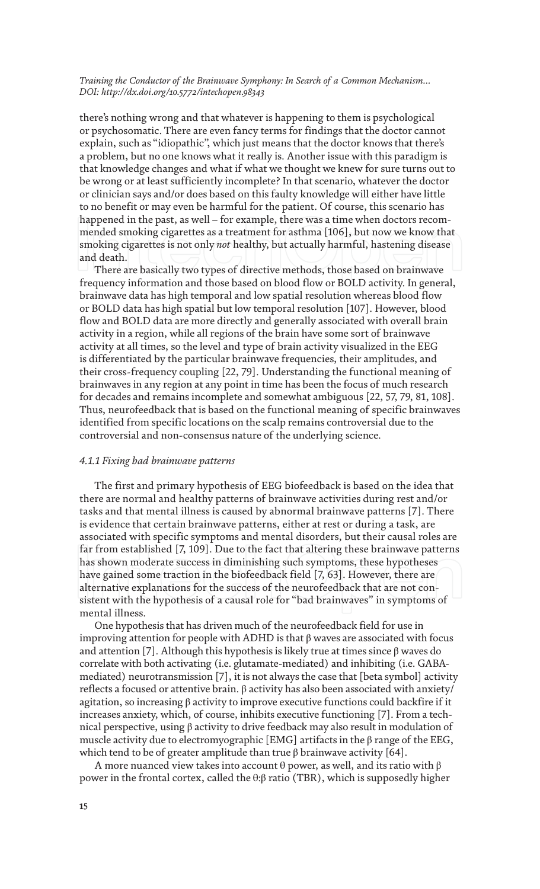there's nothing wrong and that whatever is happening to them is psychological or psychosomatic. There are even fancy terms for findings that the doctor cannot explain, such as "idiopathic", which just means that the doctor knows that there's a problem, but no one knows what it really is. Another issue with this paradigm is that knowledge changes and what if what we thought we knew for sure turns out to be wrong or at least sufficiently incomplete? In that scenario, whatever the doctor or clinician says and/or does based on this faulty knowledge will either have little to no benefit or may even be harmful for the patient. Of course, this scenario has happened in the past, as well – for example, there was a time when doctors recommended smoking cigarettes as a treatment for asthma [106], but now we know that smoking cigarettes is not only *not* healthy, but actually harmful, hastening disease and death.

There are basically two types of directive methods, those based on brainwave frequency information and those based on blood flow or BOLD activity. In general, brainwave data has high temporal and low spatial resolution whereas blood flow or BOLD data has high spatial but low temporal resolution [107]. However, blood flow and BOLD data are more directly and generally associated with overall brain activity in a region, while all regions of the brain have some sort of brainwave activity at all times, so the level and type of brain activity visualized in the EEG is differentiated by the particular brainwave frequencies, their amplitudes, and their cross-frequency coupling [22, 79]. Understanding the functional meaning of brainwaves in any region at any point in time has been the focus of much research for decades and remains incomplete and somewhat ambiguous [22, 57, 79, 81, 108]. Thus, neurofeedback that is based on the functional meaning of specific brainwaves identified from specific locations on the scalp remains controversial due to the controversial and non-consensus nature of the underlying science.

#### *4.1.1 Fixing bad brainwave patterns*

The first and primary hypothesis of EEG biofeedback is based on the idea that there are normal and healthy patterns of brainwave activities during rest and/or tasks and that mental illness is caused by abnormal brainwave patterns [7]. There is evidence that certain brainwave patterns, either at rest or during a task, are associated with specific symptoms and mental disorders, but their causal roles are far from established [7, 109]. Due to the fact that altering these brainwave patterns has shown moderate success in diminishing such symptoms, these hypotheses have gained some traction in the biofeedback field [7, 63]. However, there are alternative explanations for the success of the neurofeedback that are not consistent with the hypothesis of a causal role for "bad brainwaves" in symptoms of mental illness.

One hypothesis that has driven much of the neurofeedback field for use in improving attention for people with ADHD is that β waves are associated with focus and attention [7]. Although this hypothesis is likely true at times since β waves do correlate with both activating (i.e. glutamate-mediated) and inhibiting (i.e. GABA-mediated) neurotransmission [7], it is not always the case that [beta symbol] activity reflects a focused or attentive brain. β activity has also been associated with anxiety/agitation, so increasing β activity to improve executive functions could backfire if it increases anxiety, which, of course, inhibits executive functioning [7]. From a technical perspective, using β activity to drive feedback may also result in modulation of muscle activity due to electromyographic [EMG] artifacts in the β range of the EEG, which tend to be of greater amplitude than true β brainwave activity [64].

A more nuanced view takes into account θ power, as well, and its ratio with β power in the frontal cortex, called the θ:β ratio (TBR), which is supposedly higher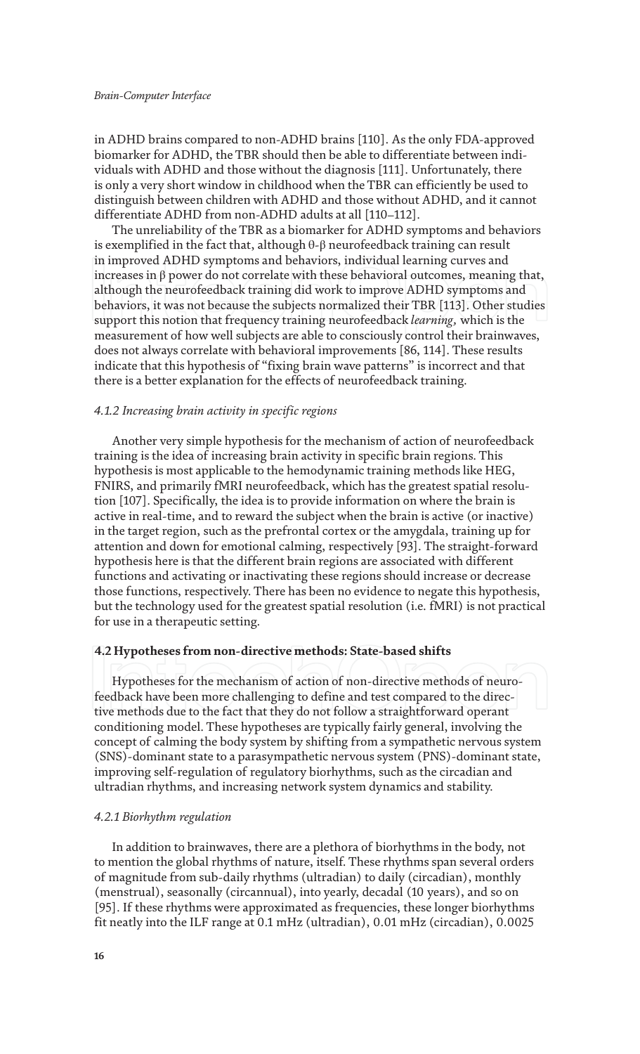in ADHD brains compared to non-ADHD brains [110]. As the only FDA-approved biomarker for ADHD, the TBR should then be able to differentiate between individuals with ADHD and those without the diagnosis [111]. Unfortunately, there is only a very short window in childhood when the TBR can efficiently be used to distinguish between children with ADHD and those without ADHD, and it cannot differentiate ADHD from non-ADHD adults at all [110–112].

The unreliability of the TBR as a biomarker for ADHD symptoms and behaviors is exemplified in the fact that, although θ-β neurofeedback training can result in improved ADHD symptoms and behaviors, individual learning curves and increases in β power do not correlate with these behavioral outcomes, meaning that, although the neurofeedback training did work to improve ADHD symptoms and behaviors, it was not because the subjects normalized their TBR [113]. Other studies support this notion that frequency training neurofeedback *learning,* which is the measurement of how well subjects are able to consciously control their brainwaves, does not always correlate with behavioral improvements [86, 114]. These results indicate that this hypothesis of "fixing brain wave patterns" is incorrect and that there is a better explanation for the effects of neurofeedback training.

#### *4.1.2 Increasing brain activity in specific regions*

Another very simple hypothesis for the mechanism of action of neurofeedback training is the idea of increasing brain activity in specific brain regions. This hypothesis is most applicable to the hemodynamic training methods like HEG, FNIRS, and primarily fMRI neurofeedback, which has the greatest spatial resolution [107]. Specifically, the idea is to provide information on where the brain is active in real-time, and to reward the subject when the brain is active (or inactive) in the target region, such as the prefrontal cortex or the amygdala, training up for attention and down for emotional calming, respectively [93]. The straight-forward hypothesis here is that the different brain regions are associated with different functions and activating or inactivating these regions should increase or decrease those functions, respectively. There has been no evidence to negate this hypothesis, but the technology used for the greatest spatial resolution (i.e. fMRI) is not practical for use in a therapeutic setting.

### 4.2 Hypotheses from non-directive methods: State-based shifts

Hypotheses for the mechanism of action of non-directive methods of neurofeedback have been more challenging to define and test compared to the directive methods due to the fact that they do not follow a straightforward operant conditioning model. These hypotheses are typically fairly general, involving the concept of calming the body system by shifting from a sympathetic nervous system (SNS)-dominant state to a parasympathetic nervous system (PNS)-dominant state, improving self-regulation of regulatory biorhythms, such as the circadian and ultradian rhythms, and increasing network system dynamics and stability.

#### *4.2.1 Biorhythm regulation*

In addition to brainwaves, there are a plethora of biorhythms in the body, not to mention the global rhythms of nature, itself. These rhythms span several orders of magnitude from sub-daily rhythms (ultradian) to daily (circadian), monthly (menstrual), seasonally (circannual), into yearly, decadal (10 years), and so on [95]. If these rhythms were approximated as frequencies, these longer biorhythms fit neatly into the ILF range at 0.1 mHz (ultradian), 0.01 mHz (circadian), 0.0025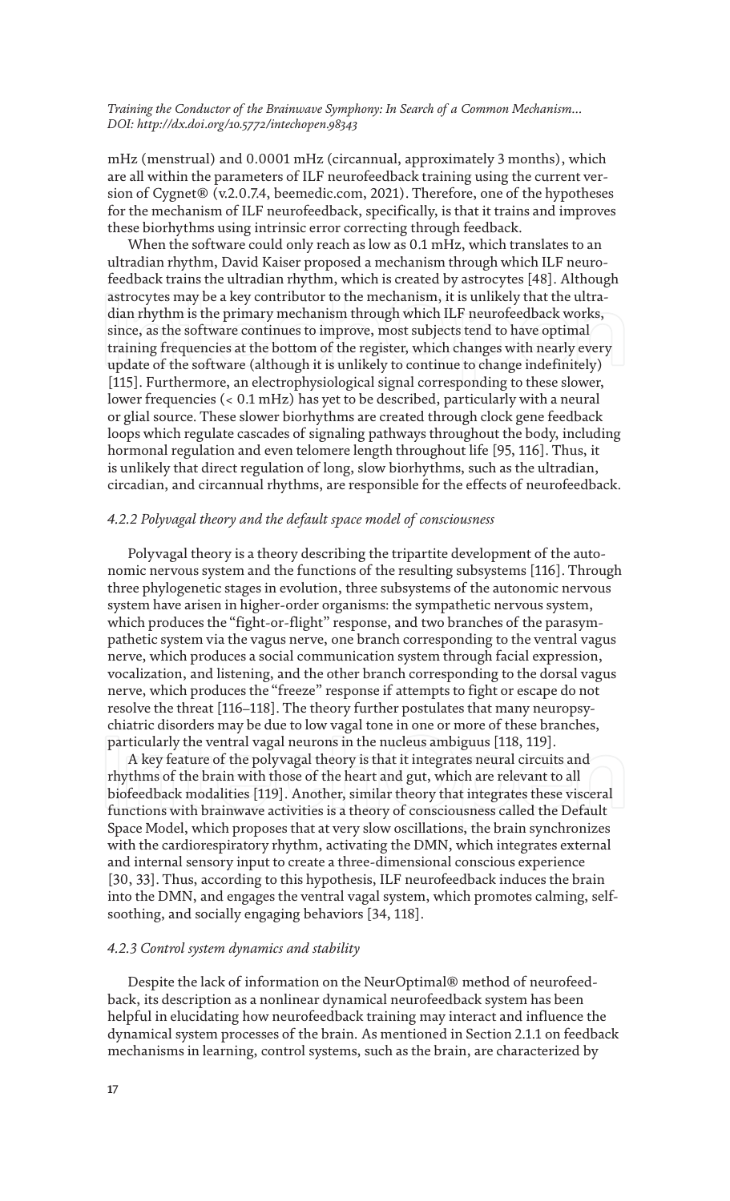mHz (menstrual) and 0.0001 mHz (circannual, approximately 3 months), which are all within the parameters of ILF neurofeedback training using the current version of Cygnet® (v.2.0.7.4, beemedic.com, 2021). Therefore, one of the hypotheses for the mechanism of ILF neurofeedback, specifically, is that it trains and improves these biorhythms using intrinsic error correcting through feedback.

When the software could only reach as low as 0.1 mHz, which translates to an ultradian rhythm, David Kaiser proposed a mechanism through which ILF neurofeedback trains the ultradian rhythm, which is created by astrocytes [48]. Although astrocytes may be a key contributor to the mechanism, it is unlikely that the ultradian rhythm is the primary mechanism through which ILF neurofeedback works, since, as the software continues to improve, most subjects tend to have optimal training frequencies at the bottom of the register, which changes with nearly every update of the software (although it is unlikely to continue to change indefinitely) [115]. Furthermore, an electrophysiological signal corresponding to these slower, lower frequencies (< 0.1 mHz) has yet to be described, particularly with a neural or glial source. These slower biorhythms are created through clock gene feedback loops which regulate cascades of signaling pathways throughout the body, including hormonal regulation and even telomere length throughout life [95, 116]. Thus, it is unlikely that direct regulation of long, slow biorhythms, such as the ultradian, circadian, and circannual rhythms, are responsible for the effects of neurofeedback.

#### *4.2.2 Polyvagal theory and the default space model of consciousness*

Polyvagal theory is a theory describing the tripartite development of the autonomic nervous system and the functions of the resulting subsystems [116]. Through three phylogenetic stages in evolution, three subsystems of the autonomic nervous system have arisen in higher-order organisms: the sympathetic nervous system, which produces the "fight-or-flight" response, and two branches of the parasympathetic system via the vagus nerve, one branch corresponding to the ventral vagus nerve, which produces a social communication system through facial expression, vocalization, and listening, and the other branch corresponding to the dorsal vagus nerve, which produces the "freeze" response if attempts to fight or escape do not resolve the threat [116–118]. The theory further postulates that many neuropsychiatric disorders may be due to low vagal tone in one or more of these branches, particularly the ventral vagal neurons in the nucleus ambiguus [118, 119].

A key feature of the polyvagal theory is that it integrates neural circuits and rhythms of the brain with those of the heart and gut, which are relevant to all biofeedback modalities [119]. Another, similar theory that integrates these visceral functions with brainwave activities is a theory of consciousness called the Default Space Model, which proposes that at very slow oscillations, the brain synchronizes with the cardiorespiratory rhythm, activating the DMN, which integrates external and internal sensory input to create a three-dimensional conscious experience [30, 33]. Thus, according to this hypothesis, ILF neurofeedback induces the brain into the DMN, and engages the ventral vagal system, which promotes calming, self-soothing, and socially engaging behaviors [34, 118].

#### *4.2.3 Control system dynamics and stability*

Despite the lack of information on the NeurOptimal® method of neurofeedback, its description as a nonlinear dynamical neurofeedback system has been helpful in elucidating how neurofeedback training may interact and influence the dynamical system processes of the brain. As mentioned in Section 2.1.1 on feedback mechanisms in learning, control systems, such as the brain, are characterized by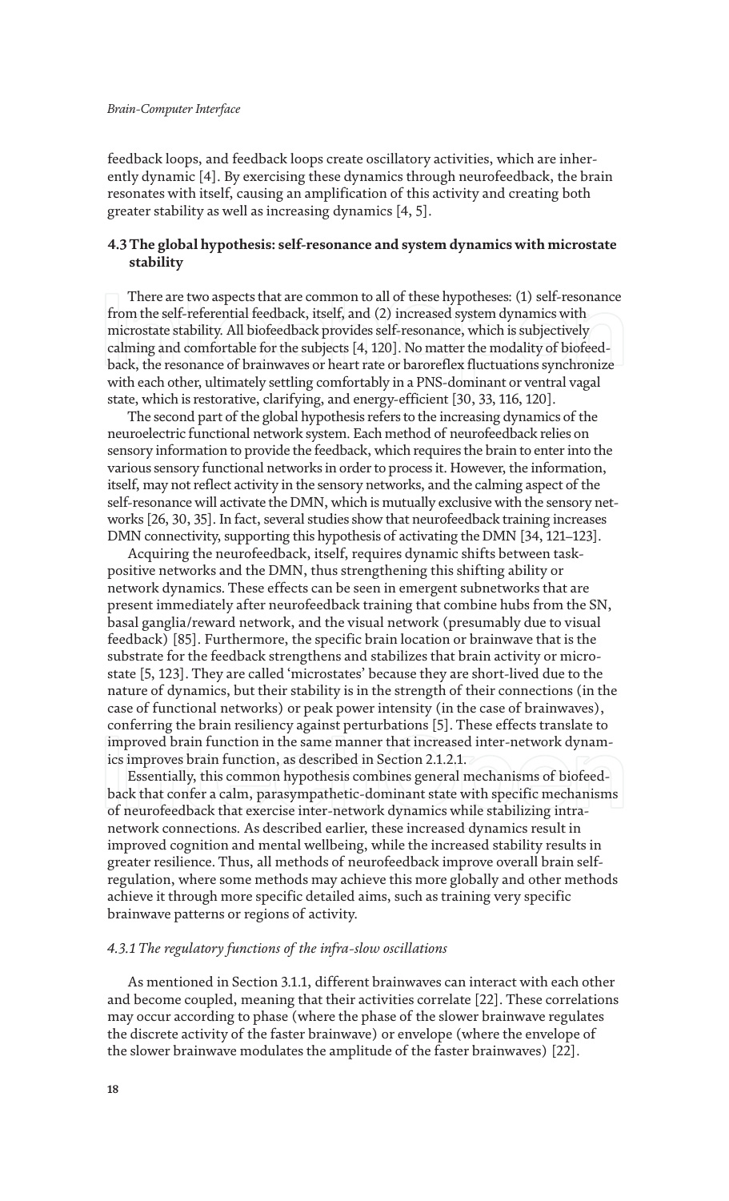feedback loops, and feedback loops create oscillatory activities, which are inherently dynamic [4]. By exercising these dynamics through neurofeedback, the brain resonates with itself, causing an amplification of this activity and creating both greater stability as well as increasing dynamics [4, 5].

### 4.3 The global hypothesis: self-resonance and system dynamics with microstate stability

There are two aspects that are common to all of these hypotheses: (1) self-resonance from the self-referential feedback, itself, and (2) increased system dynamics with microstate stability. All biofeedback provides self-resonance, which is subjectively calming and comfortable for the subjects [4, 120]. No matter the modality of biofeedback, the resonance of brainwaves or heart rate or baroreflex fluctuations synchronize with each other, ultimately settling comfortably in a PNS-dominant or ventral vagal state, which is restorative, clarifying, and energy-efficient [30, 33, 116, 120].

The second part of the global hypothesis refers to the increasing dynamics of the neuroelectric functional network system. Each method of neurofeedback relies on sensory information to provide the feedback, which requires the brain to enter into the various sensory functional networks in order to process it. However, the information, itself, may not reflect activity in the sensory networks, and the calming aspect of the self-resonance will activate the DMN, which is mutually exclusive with the sensory networks [26, 30, 35]. In fact, several studies show that neurofeedback training increases DMN connectivity, supporting this hypothesis of activating the DMN [34, 121–123].

Acquiring the neurofeedback, itself, requires dynamic shifts between task-positive networks and the DMN, thus strengthening this shifting ability or network dynamics. These effects can be seen in emergent subnetworks that are present immediately after neurofeedback training that combine hubs from the SN, basal ganglia/reward network, and the visual network (presumably due to visual feedback) [85]. Furthermore, the specific brain location or brainwave that is the substrate for the feedback strengthens and stabilizes that brain activity or microstate [5, 123]. They are called 'microstates' because they are short-lived due to the nature of dynamics, but their stability is in the strength of their connections (in the case of functional networks) or peak power intensity (in the case of brainwaves), conferring the brain resiliency against perturbations [5]. These effects translate to improved brain function in the same manner that increased inter-network dynamics improves brain function, as described in Section 2.1.2.1.

Essentially, this common hypothesis combines general mechanisms of biofeedback that confer a calm, parasympathetic-dominant state with specific mechanisms of neurofeedback that exercise inter-network dynamics while stabilizing intra-network connections. As described earlier, these increased dynamics result in improved cognition and mental wellbeing, while the increased stability results in greater resilience. Thus, all methods of neurofeedback improve overall brain self-regulation, where some methods may achieve this more globally and other methods achieve it through more specific detailed aims, such as training very specific brainwave patterns or regions of activity.

#### *4.3.1 The regulatory functions of the infra-slow oscillations*

As mentioned in Section 3.1.1, different brainwaves can interact with each other and become coupled, meaning that their activities correlate [22]. These correlations may occur according to phase (where the phase of the slower brainwave regulates the discrete activity of the faster brainwave) or envelope (where the envelope of the slower brainwave modulates the amplitude of the faster brainwaves) [22].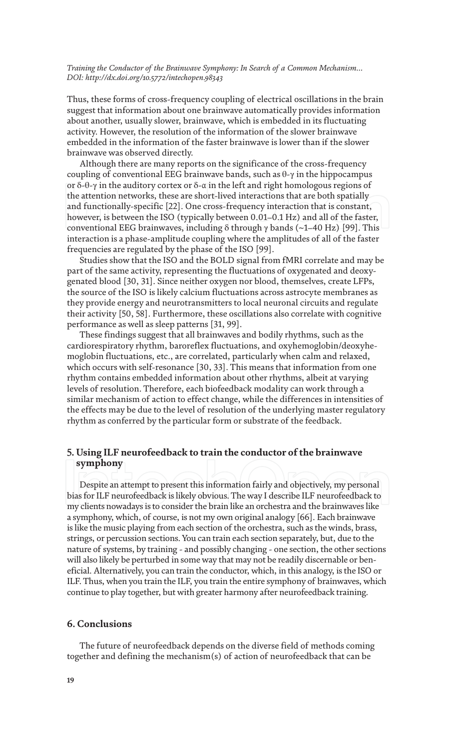Thus, these forms of cross-frequency coupling of electrical oscillations in the brain suggest that information about one brainwave automatically provides information about another, usually slower, brainwave, which is embedded in its fluctuating activity. However, the resolution of the information of the slower brainwave embedded in the information of the faster brainwave is lower than if the slower brainwave was observed directly.

Although there are many reports on the significance of the cross-frequency coupling of conventional EEG brainwave bands, such as $\theta$-$\gamma$ in the hippocampus or $\delta$-$\theta$-$\gamma$ in the auditory cortex or $\delta$-$\alpha$ in the left and right homologous regions of the attention networks, these are short-lived interactions that are both spatially and functionally-specific [22]. One cross-frequency interaction that is constant, however, is between the ISO (typically between 0.01–0.1 Hz) and all of the faster, conventional EEG brainwaves, including $\delta$ through $\gamma$ bands (~1–40 Hz) [99]. This interaction is a phase-amplitude coupling where the amplitudes of all of the faster frequencies are regulated by the phase of the ISO [99].

Studies show that the ISO and the BOLD signal from fMRI correlate and may be part of the same activity, representing the fluctuations of oxygenated and deoxygenated blood [30, 31]. Since neither oxygen nor blood, themselves, create LFPs, the source of the ISO is likely calcium fluctuations across astrocyte membranes as they provide energy and neurotransmitters to local neuronal circuits and regulate their activity [50, 58]. Furthermore, these oscillations also correlate with cognitive performance as well as sleep patterns [31, 99].

These findings suggest that all brainwaves and bodily rhythms, such as the cardiorespiratory rhythm, baroreflex fluctuations, and oxyhemoglobin/deoxyhemoglobin fluctuations, etc., are correlated, particularly when calm and relaxed, which occurs with self-resonance [30, 33]. This means that information from one rhythm contains embedded information about other rhythms, albeit at varying levels of resolution. Therefore, each biofeedback modality can work through a similar mechanism of action to effect change, while the differences in intensities of the effects may be due to the level of resolution of the underlying master regulatory rhythm as conferred by the particular form or substrate of the feedback.

## 5. Using ILF neurofeedback to train the conductor of the brainwave symphony

Despite an attempt to present this information fairly and objectively, my personal bias for ILF neurofeedback is likely obvious. The way I describe ILF neurofeedback to my clients nowadays is to consider the brain like an orchestra and the brainwaves like a symphony, which, of course, is not my own original analogy [66]. Each brainwave is like the music playing from each section of the orchestra, such as the winds, brass, strings, or percussion sections. You can train each section separately, but, due to the nature of systems, by training - and possibly changing - one section, the other sections will also likely be perturbed in some way that may not be readily discernable or beneficial. Alternatively, you can train the conductor, which, in this analogy, is the ISO or ILF. Thus, when you train the ILF, you train the entire symphony of brainwaves, which continue to play together, but with greater harmony after neurofeedback training.

## 6. Conclusions

The future of neurofeedback depends on the diverse field of methods coming together and defining the mechanism(s) of action of neurofeedback that can be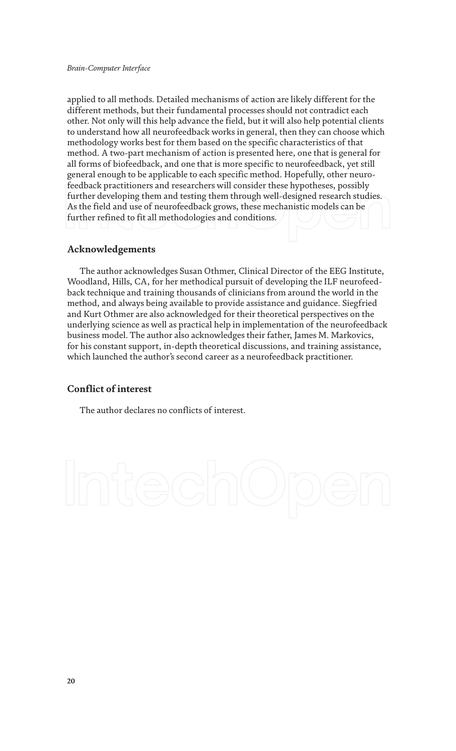applied to all methods. Detailed mechanisms of action are likely different for the different methods, but their fundamental processes should not contradict each other. Not only will this help advance the field, but it will also help potential clients to understand how all neurofeedback works in general, then they can choose which methodology works best for them based on the specific characteristics of that method. A two-part mechanism of action is presented here, one that is general for all forms of biofeedback, and one that is more specific to neurofeedback, yet still general enough to be applicable to each specific method. Hopefully, other neurofeedback practitioners and researchers will consider these hypotheses, possibly further developing them and testing them through well-designed research studies. As the field and use of neurofeedback grows, these mechanistic models can be further refined to fit all methodologies and conditions.

## Acknowledgements

The author acknowledges Susan Othmer, Clinical Director of the EEG Institute, Woodland, Hills, CA, for her methodical pursuit of developing the ILF neurofeedback technique and training thousands of clinicians from around the world in the method, and always being available to provide assistance and guidance. Siegfried and Kurt Othmer are also acknowledged for their theoretical perspectives on the underlying science as well as practical help in implementation of the neurofeedback business model. The author also acknowledges their father, James M. Markovics, for his constant support, in-depth theoretical discussions, and training assistance, which launched the author's second career as a neurofeedback practitioner.

## Conflict of interest

The author declares no conflicts of interest.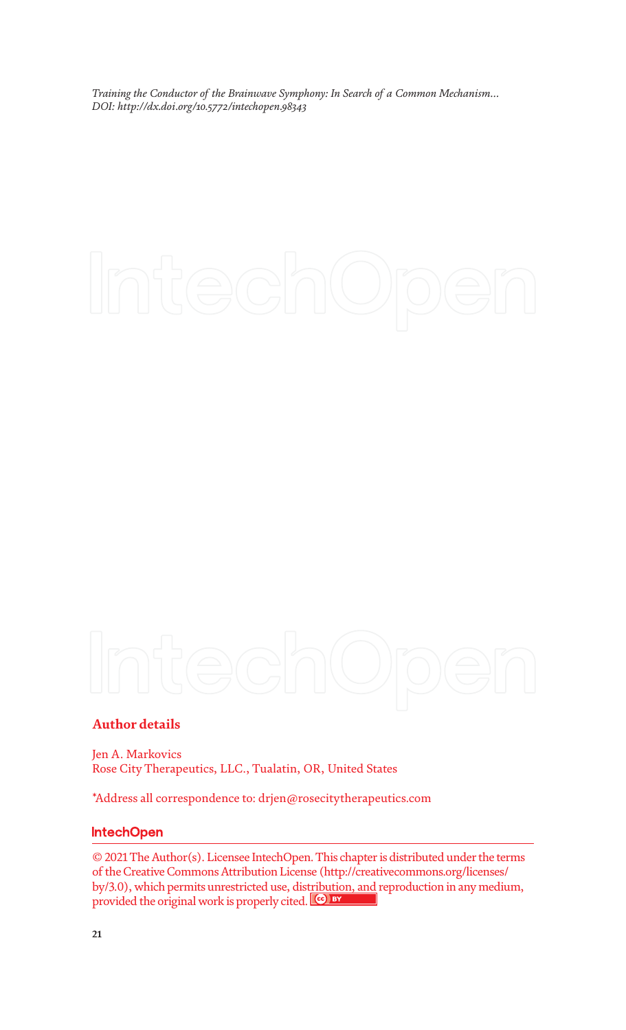## Author details

Jen A. Markovics
Rose City Therapeutics, LLC., Tualatin, OR, United States

*Address all correspondence to: drjen@rosecitytherapeutics.com

© 2021 The Author(s). Licensee IntechOpen. This chapter is distributed under the terms of the Creative Commons Attribution License (http://creativecommons.org/licenses/by/3.0), which permits unrestricted use, distribution, and reproduction in any medium, provided the original work is properly cited.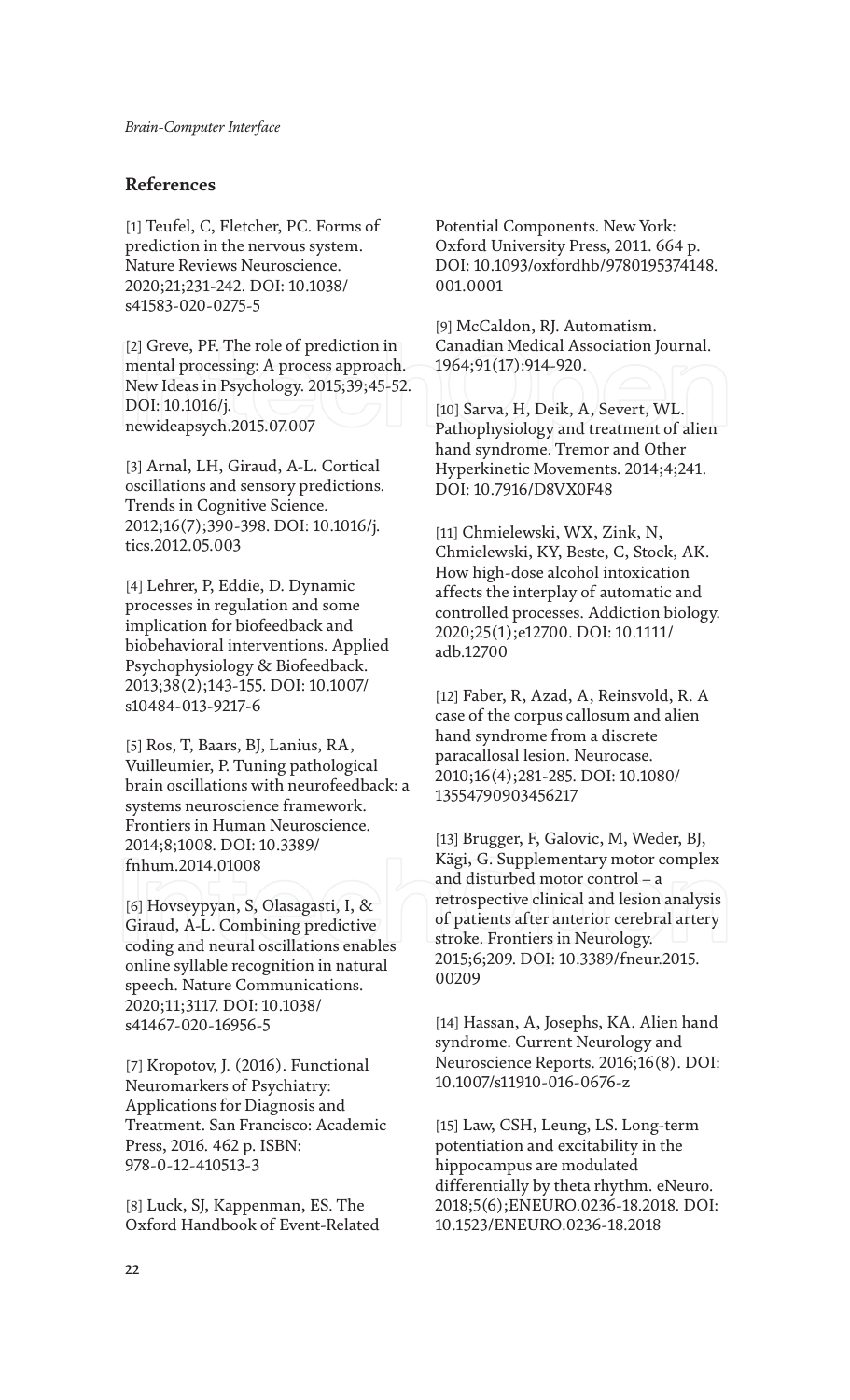## References

[1] Teufel, C, Fletcher, PC. Forms of prediction in the nervous system. Nature Reviews Neuroscience. 2020;21;231-242. DOI: 10.1038/s41583-020-0275-5

[2] Greve, PF. The role of prediction in mental processing: A process approach. New Ideas in Psychology. 2015;39;45-52. DOI: 10.1016/j.newideapsych.2015.07.007

[3] Arnal, LH, Giraud, A-L. Cortical oscillations and sensory predictions. Trends in Cognitive Science. 2012;16(7);390-398. DOI: 10.1016/j.tics.2012.05.003

[4] Lehrer, P, Eddie, D. Dynamic processes in regulation and some implication for biofeedback and biobehavioral interventions. Applied Psychophysiology & Biofeedback. 2013;38(2);143-155. DOI: 10.1007/s10484-013-9217-6

[5] Ros, T, Baars, BJ, Lanius, RA, Vuilleumier, P. Tuning pathological brain oscillations with neurofeedback: a systems neuroscience framework. Frontiers in Human Neuroscience. 2014;8;1008. DOI: 10.3389/fnhum.2014.01008

[6] Hovseypyan, S, Olasagasti, I, & Giraud, A-L. Combining predictive coding and neural oscillations enables online syllable recognition in natural speech. Nature Communications. 2020;11;3117. DOI: 10.1038/s41467-020-16956-5

[7] Kropotov, J. (2016). Functional Neuromarkers of Psychiatry: Applications for Diagnosis and Treatment. San Francisco: Academic Press, 2016. 462 p. ISBN: 978-0-12-410513-3

[8] Luck, SJ, Kappenman, ES. The Oxford Handbook of Event-Related Potential Components. New York: Oxford University Press, 2011. 664 p. DOI: 10.1093/oxfordhb/9780195374148.001.0001

[9] McCaldon, RJ. Automatism. Canadian Medical Association Journal. 1964;91(17):914-920.

[10] Sarva, H, Deik, A, Severt, WL. Pathophysiology and treatment of alien hand syndrome. Tremor and Other Hyperkinetic Movements. 2014;4;241. DOI: 10.7916/D8VX0F48

[11] Chmielewski, WX, Zink, N, Chmielewski, KY, Beste, C, Stock, AK. How high-dose alcohol intoxication affects the interplay of automatic and controlled processes. Addiction biology. 2020;25(1);e12700. DOI: 10.1111/adb.12700

[12] Faber, R, Azad, A, Reinsvold, R. A case of the corpus callosum and alien hand syndrome from a discrete paracallosal lesion. Neurocase. 2010;16(4);281-285. DOI: 10.1080/13554790903456217

[13] Brugger, F, Galovic, M, Weder, BJ, Kägi, G. Supplementary motor complex and disturbed motor control – a retrospective clinical and lesion analysis of patients after anterior cerebral artery stroke. Frontiers in Neurology. 2015;6;209. DOI: 10.3389/fneur.2015.00209

[14] Hassan, A, Josephs, KA. Alien hand syndrome. Current Neurology and Neuroscience Reports. 2016;16(8). DOI: 10.1007/s11910-016-0676-z

[15] Law, CSH, Leung, LS. Long-term potentiation and excitability in the hippocampus are modulated differentially by theta rhythm. eNeuro. 2018;5(6);ENEURO.0236-18.2018. DOI: 10.1523/ENEURO.0236-18.2018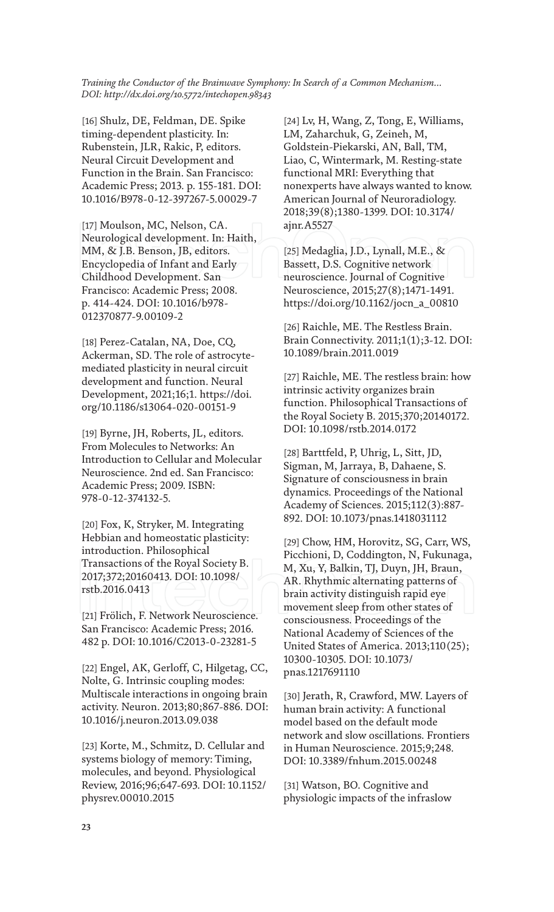[16] Shulz, DE, Feldman, DE. Spike timing-dependent plasticity. In: Rubenstein, JLR, Rakic, P, editors. Neural Circuit Development and Function in the Brain. San Francisco: Academic Press; 2013. p. 155-181. DOI: 10.1016/B978-0-12-397267-5.00029-7

[17] Moulson, MC, Nelson, CA. Neurological development. In: Haith, MM, & J.B. Benson, JB, editors. Encyclopedia of Infant and Early Childhood Development. San Francisco: Academic Press; 2008. p. 414-424. DOI: 10.1016/b978-012370877-9.00109-2

[18] Perez-Catalan, NA, Doe, CQ, Ackerman, SD. The role of astrocyte-mediated plasticity in neural circuit development and function. Neural Development, 2021;16;1. https://doi.org/10.1186/s13064-020-00151-9

[19] Byrne, JH, Roberts, JL, editors. From Molecules to Networks: An Introduction to Cellular and Molecular Neuroscience. 2nd ed. San Francisco: Academic Press; 2009. ISBN: 978-0-12-374132-5.

[20] Fox, K, Stryker, M. Integrating Hebbian and homeostatic plasticity: introduction. Philosophical Transactions of the Royal Society B. 2017;372;20160413. DOI: 10.1098/rstb.2016.0413

[21] Frölich, F. Network Neuroscience. San Francisco: Academic Press; 2016. 482 p. DOI: 10.1016/C2013-0-23281-5

[22] Engel, AK, Gerloff, C, Hilgetag, CC, Nolte, G. Intrinsic coupling modes: Multiscale interactions in ongoing brain activity. Neuron. 2013;80;867-886. DOI: 10.1016/j.neuron.2013.09.038

[23] Korte, M., Schmitz, D. Cellular and systems biology of memory: Timing, molecules, and beyond. Physiological Review, 2016;96;647-693. DOI: 10.1152/physrev.00010.2015

[24] Lv, H, Wang, Z, Tong, E, Williams, LM, Zaharchuk, G, Zeineh, M, Goldstein-Piekarski, AN, Ball, TM, Liao, C, Wintermark, M. Resting-state functional MRI: Everything that nonexperts have always wanted to know. American Journal of Neuroradiology. 2018;39(8);1380-1399. DOI: 10.3174/ajnr.A5527

[25] Medaglia, J.D., Lynall, M.E., & Bassett, D.S. Cognitive network neuroscience. Journal of Cognitive Neuroscience, 2015;27(8);1471-1491. https://doi.org/10.1162/jocn_a_00810

[26] Raichle, ME. The Restless Brain. Brain Connectivity. 2011;1(1);3-12. DOI: 10.1089/brain.2011.0019

[27] Raichle, ME. The restless brain: how intrinsic activity organizes brain function. Philosophical Transactions of the Royal Society B. 2015;370;20140172. DOI: 10.1098/rstb.2014.0172

[28] Barttfeld, P, Uhrig, L, Sitt, JD, Sigman, M, Jarraya, B, Dahaene, S. Signature of consciousness in brain dynamics. Proceedings of the National Academy of Sciences. 2015;112(3):887-892. DOI: 10.1073/pnas.1418031112

[29] Chow, HM, Horovitz, SG, Carr, WS, Picchioni, D, Coddington, N, Fukunaga, M, Xu, Y, Balkin, TJ, Duyn, JH, Braun, AR. Rhythmic alternating patterns of brain activity distinguish rapid eye movement sleep from other states of consciousness. Proceedings of the National Academy of Sciences of the United States of America. 2013;110(25); 10300-10305. DOI: 10.1073/pnas.1217691110

[30] Jerath, R, Crawford, MW. Layers of human brain activity: A functional model based on the default mode network and slow oscillations. Frontiers in Human Neuroscience. 2015;9;248. DOI: 10.3389/fnhum.2015.00248

[31] Watson, BO. Cognitive and physiologic impacts of the infraslow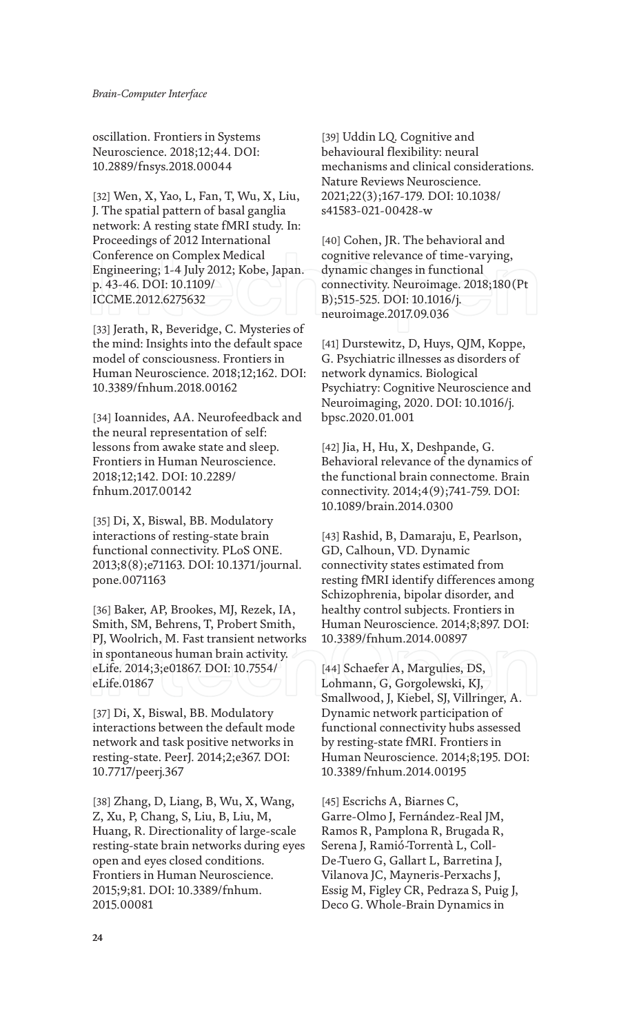oscillation. Frontiers in Systems Neuroscience. 2018;12;44. DOI: 10.2889/fnsys.2018.00044

[32] Wen, X, Yao, L, Fan, T, Wu, X, Liu, J. The spatial pattern of basal ganglia network: A resting state fMRI study. In: Proceedings of 2012 International Conference on Complex Medical Engineering; 1-4 July 2012; Kobe, Japan. p. 43-46. DOI: 10.1109/ICCME.2012.6275632

[33] Jerath, R, Beveridge, C. Mysteries of the mind: Insights into the default space model of consciousness. Frontiers in Human Neuroscience. 2018;12;162. DOI: 10.3389/fnhum.2018.00162

[34] Ioannides, AA. Neurofeedback and the neural representation of self: lessons from awake state and sleep. Frontiers in Human Neuroscience. 2018;12;142. DOI: 10.2289/fnhum.2017.00142

[35] Di, X, Biswal, BB. Modulatory interactions of resting-state brain functional connectivity. PLoS ONE. 2013;8(8);e71163. DOI: 10.1371/journal.pone.0071163

[36] Baker, AP, Brookes, MJ, Rezek, IA, Smith, SM, Behrens, T, Probert Smith, PJ, Woolrich, M. Fast transient networks in spontaneous human brain activity. eLife. 2014;3;e01867. DOI: 10.7554/eLife.01867

[37] Di, X, Biswal, BB. Modulatory interactions between the default mode network and task positive networks in resting-state. PeerJ. 2014;2;e367. DOI: 10.7717/peerj.367

[38] Zhang, D, Liang, B, Wu, X, Wang, Z, Xu, P, Chang, S, Liu, B, Liu, M, Huang, R. Directionality of large-scale resting-state brain networks during eyes open and eyes closed conditions. Frontiers in Human Neuroscience. 2015;9;81. DOI: 10.3389/fnhum.2015.00081

[39] Uddin LQ. Cognitive and behavioural flexibility: neural mechanisms and clinical considerations. Nature Reviews Neuroscience. 2021;22(3);167-179. DOI: 10.1038/s41583-021-00428-w

[40] Cohen, JR. The behavioral and cognitive relevance of time-varying, dynamic changes in functional connectivity. Neuroimage. 2018;180(Pt B);515-525. DOI: 10.1016/j.neuroimage.2017.09.036

[41] Durstewitz, D, Huys, QJM, Koppe, G. Psychiatric illnesses as disorders of network dynamics. Biological Psychiatry: Cognitive Neuroscience and Neuroimaging, 2020. DOI: 10.1016/j.bpsc.2020.01.001

[42] Jia, H, Hu, X, Deshpande, G. Behavioral relevance of the dynamics of the functional brain connectome. Brain connectivity. 2014;4(9);741-759. DOI: 10.1089/brain.2014.0300

[43] Rashid, B, Damaraju, E, Pearlson, GD, Calhoun, VD. Dynamic connectivity states estimated from resting fMRI identify differences among Schizophrenia, bipolar disorder, and healthy control subjects. Frontiers in Human Neuroscience. 2014;8;897. DOI: 10.3389/fnhum.2014.00897

[44] Schaefer A, Margulies, DS, Lohmann, G, Gorgolewski, KJ, Smallwood, J, Kiebel, SJ, Villringer, A. Dynamic network participation of functional connectivity hubs assessed by resting-state fMRI. Frontiers in Human Neuroscience. 2014;8;195. DOI: 10.3389/fnhum.2014.00195

[45] Escrichs A, Biarnes C, Garre-Olmo J, Fernández-Real JM, Ramos R, Pamplona R, Brugada R, Serena J, Ramió-Torrentà L, Coll-De-Tuero G, Gallart L, Barretina J, Vilanova JC, Mayneris-Perxachs J, Essig M, Figley CR, Pedraza S, Puig J, Deco G. Whole-Brain Dynamics in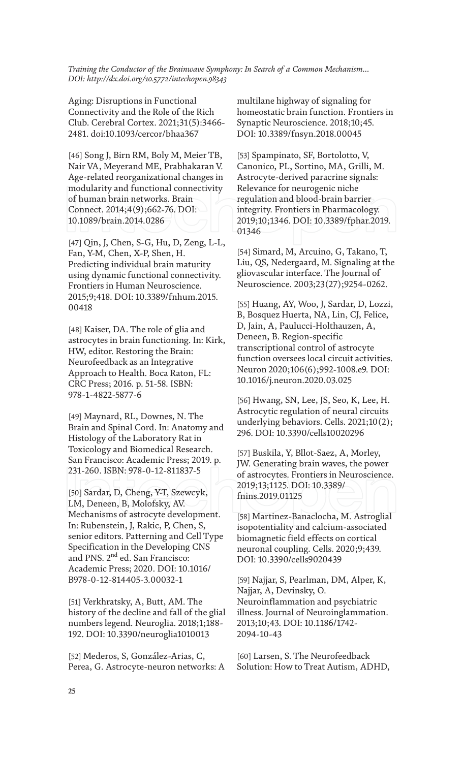Aging: Disruptions in Functional Connectivity and the Role of the Rich Club. Cerebral Cortex. 2021;31(5):3466-2481. doi:10.1093/cercor/bhaa367

[46] Song J, Birn RM, Boly M, Meier TB, Nair VA, Meyerand ME, Prabhakaran V. Age-related reorganizational changes in modularity and functional connectivity of human brain networks. Brain Connect. 2014;4(9);662-76. DOI: 10.1089/brain.2014.0286

[47] Qin, J, Chen, S-G, Hu, D, Zeng, L-L, Fan, Y-M, Chen, X-P, Shen, H. Predicting individual brain maturity using dynamic functional connectivity. Frontiers in Human Neuroscience. 2015;9;418. DOI: 10.3389/fnhum.2015.00418

[48] Kaiser, DA. The role of glia and astrocytes in brain functioning. In: Kirk, HW, editor. Restoring the Brain: Neurofeedback as an Integrative Approach to Health. Boca Raton, FL: CRC Press; 2016. p. 51-58. ISBN: 978-1-4822-5877-6

[49] Maynard, RL, Downes, N. The Brain and Spinal Cord. In: Anatomy and Histology of the Laboratory Rat in Toxicology and Biomedical Research. San Francisco: Academic Press; 2019. p. 231-260. ISBN: 978-0-12-811837-5

[50] Sardar, D, Cheng, Y-T, Szewcyk, LM, Deneen, B, Molofsky, AV. Mechanisms of astrocyte development. In: Rubenstein, J, Rakic, P, Chen, S, senior editors. Patterning and Cell Type Specification in the Developing CNS and PNS. 2nd ed. San Francisco: Academic Press; 2020. DOI: 10.1016/B978-0-12-814405-3.00032-1

[51] Verkhratsky, A, Butt, AM. The history of the decline and fall of the glial numbers legend. Neuroglia. 2018;1;188-192. DOI: 10.3390/neuroglia1010013

[52] Mederos, S, González-Arias, C, Perea, G. Astrocyte-neuron networks: A multilane highway of signaling for homeostatic brain function. Frontiers in Synaptic Neuroscience. 2018;10;45. DOI: 10.3389/fnsyn.2018.00045

[53] Spampinato, SF, Bortolotto, V, Canonico, PL, Sortino, MA, Grilli, M. Astrocyte-derived paracrine signals: Relevance for neurogenic niche regulation and blood-brain barrier integrity. Frontiers in Pharmacology. 2019;10;1346. DOI: 10.3389/fphar.2019.01346

[54] Simard, M, Arcuino, G, Takano, T, Liu, QS, Nedergaard, M. Signaling at the gliovascular interface. The Journal of Neuroscience. 2003;23(27);9254-0262.

[55] Huang, AY, Woo, J, Sardar, D, Lozzi, B, Bosquez Huerta, NA, Lin, CJ, Felice, D, Jain, A, Paulucci-Holthauzen, A, Deneen, B. Region-specific transcriptional control of astrocyte function oversees local circuit activities. Neuron 2020;106(6);992-1008.e9. DOI: 10.1016/j.neuron.2020.03.025

[56] Hwang, SN, Lee, JS, Seo, K, Lee, H. Astrocytic regulation of neural circuits underlying behaviors. Cells. 2021;10(2); 296. DOI: 10.3390/cells10020296

[57] Buskila, Y, Bllot-Saez, A, Morley, JW. Generating brain waves, the power of astrocytes. Frontiers in Neuroscience. 2019;13;1125. DOI: 10.3389/fnins.2019.01125

[58] Martinez-Banaclocha, M. Astroglial isopotentiality and calcium-associated biomagnetic field effects on cortical neuronal coupling. Cells. 2020;9;439. DOI: 10.3390/cells9020439

[59] Najjar, S, Pearlman, DM, Alper, K, Najjar, A, Devinsky, O. Neuroinflammation and psychiatric illness. Journal of Neuroinglammation. 2013;10;43. DOI: 10.1186/1742-2094-10-43

[60] Larsen, S. The Neurofeedback Solution: How to Treat Autism, ADHD,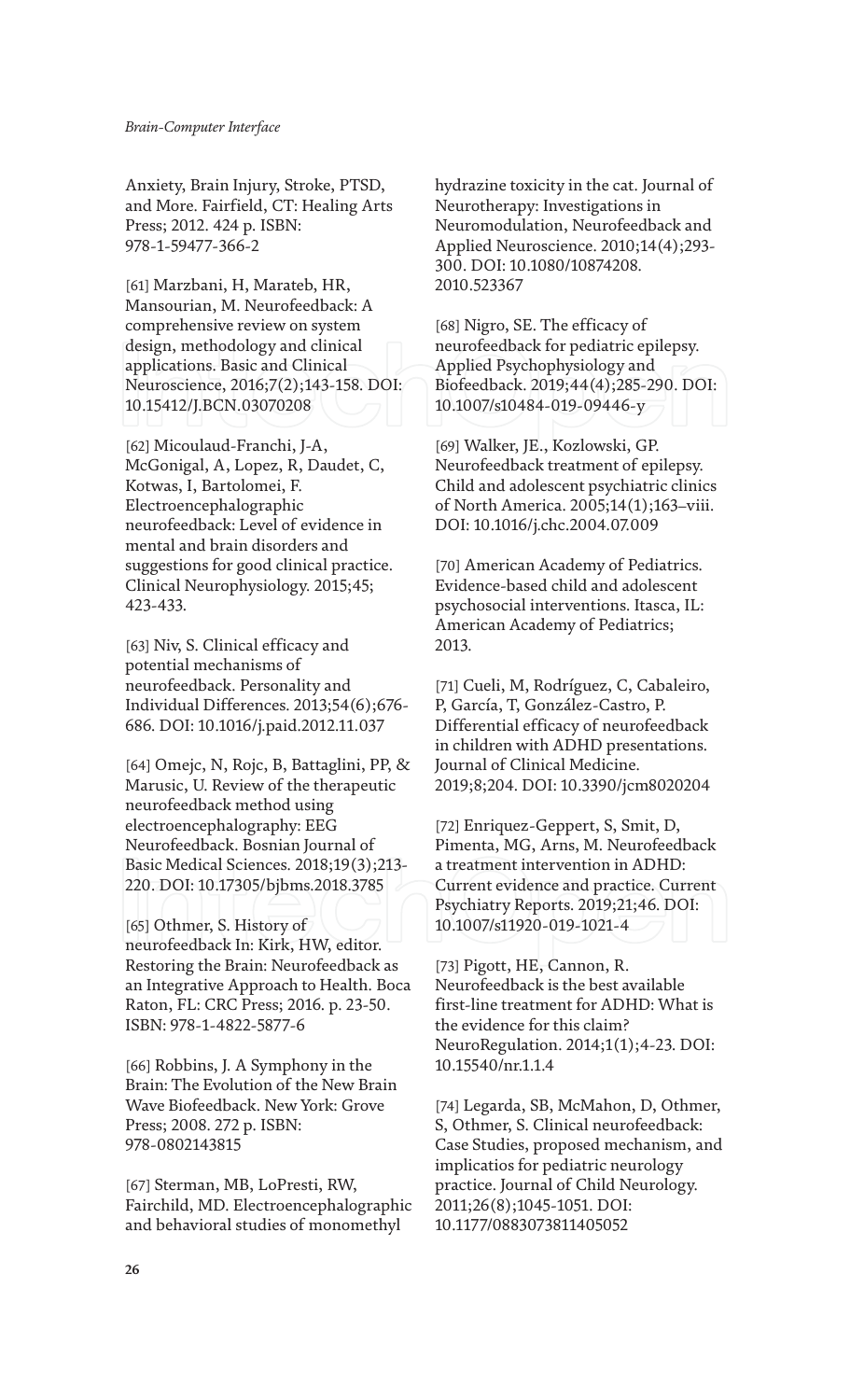Anxiety, Brain Injury, Stroke, PTSD, and More. Fairfield, CT: Healing Arts Press; 2012. 424 p. ISBN: 978-1-59477-366-2

[61] Marzbani, H, Marateb, HR, Mansourian, M. Neurofeedback: A comprehensive review on system design, methodology and clinical applications. Basic and Clinical Neuroscience, 2016;7(2);143-158. DOI: 10.15412/J.BCN.03070208

[62] Micoulaud-Franchi, J-A, McGonigal, A, Lopez, R, Daudet, C, Kotwas, I, Bartolomei, F. Electroencephalographic neurofeedback: Level of evidence in mental and brain disorders and suggestions for good clinical practice. Clinical Neurophysiology. 2015;45; 423-433.

[63] Niv, S. Clinical efficacy and potential mechanisms of neurofeedback. Personality and Individual Differences. 2013;54(6);676-686. DOI: 10.1016/j.paid.2012.11.037

[64] Omejc, N, Rojc, B, Battaglini, PP, & Marusic, U. Review of the therapeutic neurofeedback method using electroencephalography: EEG Neurofeedback. Bosnian Journal of Basic Medical Sciences. 2018;19(3);213-220. DOI: 10.17305/bjbms.2018.3785

[65] Othmer, S. History of neurofeedback In: Kirk, HW, editor. Restoring the Brain: Neurofeedback as an Integrative Approach to Health. Boca Raton, FL: CRC Press; 2016. p. 23-50. ISBN: 978-1-4822-5877-6

[66] Robbins, J. A Symphony in the Brain: The Evolution of the New Brain Wave Biofeedback. New York: Grove Press; 2008. 272 p. ISBN: 978-0802143815

[67] Sterman, MB, LoPresti, RW, Fairchild, MD. Electroencephalographic and behavioral studies of monomethyl hydrazine toxicity in the cat. Journal of Neurotherapy: Investigations in Neuromodulation, Neurofeedback and Applied Neuroscience. 2010;14(4);293-300. DOI: 10.1080/10874208.2010.523367

[68] Nigro, SE. The efficacy of neurofeedback for pediatric epilepsy. Applied Psychophysiology and Biofeedback. 2019;44(4);285-290. DOI: 10.1007/s10484-019-09446-y

[69] Walker, JE., Kozlowski, GP. Neurofeedback treatment of epilepsy. Child and adolescent psychiatric clinics of North America. 2005;14(1);163–viii. DOI: 10.1016/j.chc.2004.07.009

[70] American Academy of Pediatrics. Evidence-based child and adolescent psychosocial interventions. Itasca, IL: American Academy of Pediatrics; 2013.

[71] Cueli, M, Rodríguez, C, Cabaleiro, P, García, T, González-Castro, P. Differential efficacy of neurofeedback in children with ADHD presentations. Journal of Clinical Medicine. 2019;8;204. DOI: 10.3390/jcm8020204

[72] Enriquez-Geppert, S, Smit, D, Pimenta, MG, Arns, M. Neurofeedback a treatment intervention in ADHD: Current evidence and practice. Current Psychiatry Reports. 2019;21;46. DOI: 10.1007/s11920-019-1021-4

[73] Pigott, HE, Cannon, R. Neurofeedback is the best available first-line treatment for ADHD: What is the evidence for this claim? NeuroRegulation. 2014;1(1);4-23. DOI: 10.15540/nr.1.1.4

[74] Legarda, SB, McMahon, D, Othmer, S, Othmer, S. Clinical neurofeedback: Case Studies, proposed mechanism, and implicatios for pediatric neurology practice. Journal of Child Neurology. 2011;26(8);1045-1051. DOI: 10.1177/0883073811405052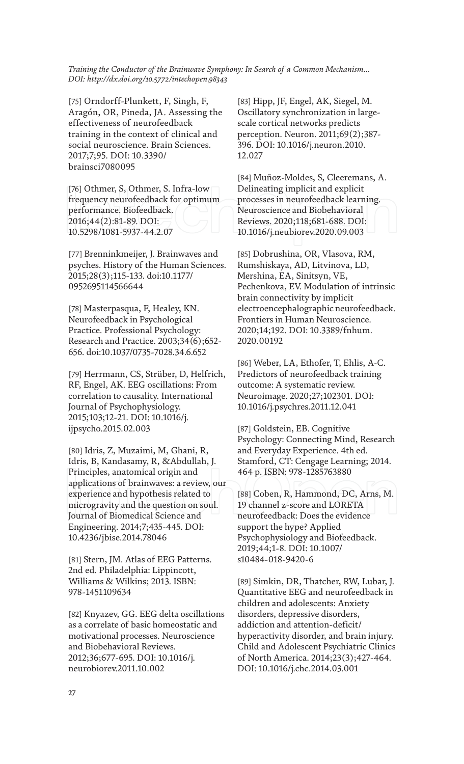[75] Orndorff-Plunkett, F, Singh, F, Aragón, OR, Pineda, JA. Assessing the effectiveness of neurofeedback training in the context of clinical and social neuroscience. Brain Sciences. 2017;7;95. DOI: 10.3390/brainsci7080095

[76] Othmer, S, Othmer, S. Infra-low frequency neurofeedback for optimum performance. Biofeedback. 2016;44(2):81-89. DOI: 10.5298/1081-5937-44.2.07

[77] Brenninkmeijer, J. Brainwaves and psyches. History of the Human Sciences. 2015;28(3);115-133. doi:10.1177/0952695114566644

[78] Masterpasqua, F, Healey, KN. Neurofeedback in Psychological Practice. Professional Psychology: Research and Practice. 2003;34(6);652-656. doi:10.1037/0735-7028.34.6.652

[79] Herrmann, CS, Strüber, D, Helfrich, RF, Engel, AK. EEG oscillations: From correlation to causality. International Journal of Psychophysiology. 2015;103;12-21. DOI: 10.1016/j.ijpsycho.2015.02.003

[80] Idris, Z, Muzaimi, M, Ghani, R, Idris, B, Kandasamy, R, &Abdullah, J. Principles, anatomical origin and applications of brainwaves: a review, our experience and hypothesis related to microgravity and the question on soul. Journal of Biomedical Science and Engineering. 2014;7;435-445. DOI: 10.4236/jbise.2014.78046

[81] Stern, JM. Atlas of EEG Patterns. 2nd ed. Philadelphia: Lippincott, Williams & Wilkins; 2013. ISBN: 978-1451109634

[82] Knyazev, GG. EEG delta oscillations as a correlate of basic homeostatic and motivational processes. Neuroscience and Biobehavioral Reviews. 2012;36;677-695. DOI: 10.1016/j.neurobiorev.2011.10.002

[83] Hipp, JF, Engel, AK, Siegel, M. Oscillatory synchronization in large-scale cortical networks predicts perception. Neuron. 2011;69(2);387-396. DOI: 10.1016/j.neuron.2010.12.027

[84] Muñoz-Moldes, S, Cleeremans, A. Delineating implicit and explicit processes in neurofeedback learning. Neuroscience and Biobehavioral Reviews. 2020;118;681-688. DOI: 10.1016/j.neubiorev.2020.09.003

[85] Dobrushina, OR, Vlasova, RM, Rumshiskaya, AD, Litvinova, LD, Mershina, EA, Sinitsyn, VE, Pechenkova, EV. Modulation of intrinsic brain connectivity by implicit electroencephalographic neurofeedback. Frontiers in Human Neuroscience. 2020;14;192. DOI: 10.3389/fnhum.2020.00192

[86] Weber, LA, Ethofer, T, Ehlis, A-C. Predictors of neurofeedback training outcome: A systematic review. Neuroimage. 2020;27;102301. DOI: 10.1016/j.psychres.2011.12.041

[87] Goldstein, EB. Cognitive Psychology: Connecting Mind, Research and Everyday Experience. 4th ed. Stamford, CT: Cengage Learning; 2014. 464 p. ISBN: 978-1285763880

[88] Coben, R, Hammond, DC, Arns, M. 19 channel z-score and LORETA neurofeedback: Does the evidence support the hype? Applied Psychophysiology and Biofeedback. 2019;44;1-8. DOI: 10.1007/s10484-018-9420-6

[89] Simkin, DR, Thatcher, RW, Lubar, J. Quantitative EEG and neurofeedback in children and adolescents: Anxiety disorders, depressive disorders, addiction and attention-deficit/hyperactivity disorder, and brain injury. Child and Adolescent Psychiatric Clinics of North America. 2014;23(3);427-464. DOI: 10.1016/j.chc.2014.03.001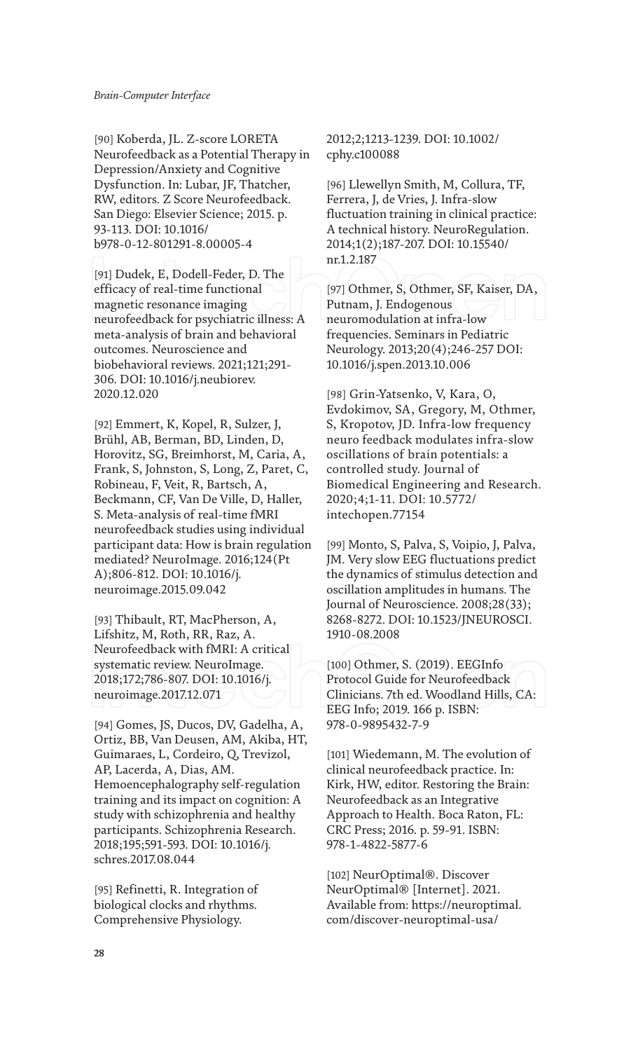[90] Koberda, JL. Z-score LORETA Neurofeedback as a Potential Therapy in Depression/Anxiety and Cognitive Dysfunction. In: Lubar, JF, Thatcher, RW, editors. Z Score Neurofeedback. San Diego: Elsevier Science; 2015. p. 93-113. DOI: 10.1016/b978-0-12-801291-8.00005-4

[91] Dudek, E, Dodell-Feder, D. The efficacy of real-time functional magnetic resonance imaging neurofeedback for psychiatric illness: A meta-analysis of brain and behavioral outcomes. Neuroscience and biobehavioral reviews. 2021;121;291-306. DOI: 10.1016/j.neubiorev.2020.12.020

[92] Emmert, K, Kopel, R, Sulzer, J, Brühl, AB, Berman, BD, Linden, D, Horovitz, SG, Breimhorst, M, Caria, A, Frank, S, Johnston, S, Long, Z, Paret, C, Robineau, F, Veit, R, Bartsch, A, Beckmann, CF, Van De Ville, D, Haller, S. Meta-analysis of real-time fMRI neurofeedback studies using individual participant data: How is brain regulation mediated? NeuroImage. 2016;124(Pt A);806-812. DOI: 10.1016/j.neuroimage.2015.09.042

[93] Thibault, RT, MacPherson, A, Lifshitz, M, Roth, RR, Raz, A. Neurofeedback with fMRI: A critical systematic review. NeuroImage. 2018;172;786-807. DOI: 10.1016/j.neuroimage.2017.12.071

[94] Gomes, JS, Ducos, DV, Gadelha, A, Ortiz, BB, Van Deusen, AM, Akiba, HT, Guimaraes, L, Cordeiro, Q, Trevizol, AP, Lacerda, A, Dias, AM. Hemoencephalography self-regulation training and its impact on cognition: A study with schizophrenia and healthy participants. Schizophrenia Research. 2018;195;591-593. DOI: 10.1016/j.schres.2017.08.044

[95] Refinetti, R. Integration of biological clocks and rhythms. Comprehensive Physiology. 2012;2;1213-1239. DOI: 10.1002/cphy.c100088

[96] Llewellyn Smith, M, Collura, TF, Ferrera, J, de Vries, J. Infra-slow fluctuation training in clinical practice: A technical history. NeuroRegulation. 2014;1(2);187-207. DOI: 10.15540/nr.1.2.187

[97] Othmer, S, Othmer, SF, Kaiser, DA, Putnam, J. Endogenous neuromodulation at infra-low frequencies. Seminars in Pediatric Neurology. 2013;20(4);246-257 DOI: 10.1016/j.spen.2013.10.006

[98] Grin-Yatsenko, V, Kara, O, Evdokimov, SA, Gregory, M, Othmer, S, Kropotov, JD. Infra-low frequency neuro feedback modulates infra-slow oscillations of brain potentials: a controlled study. Journal of Biomedical Engineering and Research. 2020;4;1-11. DOI: 10.5772/intechopen.77154

[99] Monto, S, Palva, S, Voipio, J, Palva, JM. Very slow EEG fluctuations predict the dynamics of stimulus detection and oscillation amplitudes in humans. The Journal of Neuroscience. 2008;28(33); 8268-8272. DOI: 10.1523/JNEUROSCI.1910-08.2008

[100] Othmer, S. (2019). EEGInfo Protocol Guide for Neurofeedback Clinicians. 7th ed. Woodland Hills, CA: EEG Info; 2019. 166 p. ISBN: 978-0-9895432-7-9

[101] Wiedemann, M. The evolution of clinical neurofeedback practice. In: Kirk, HW, editor. Restoring the Brain: Neurofeedback as an Integrative Approach to Health. Boca Raton, FL: CRC Press; 2016. p. 59-91. ISBN: 978-1-4822-5877-6

[102] NeurOptimal®. Discover NeurOptimal® [Internet]. 2021. Available from: https://neuroptimal.com/discover-neuroptimal-usa/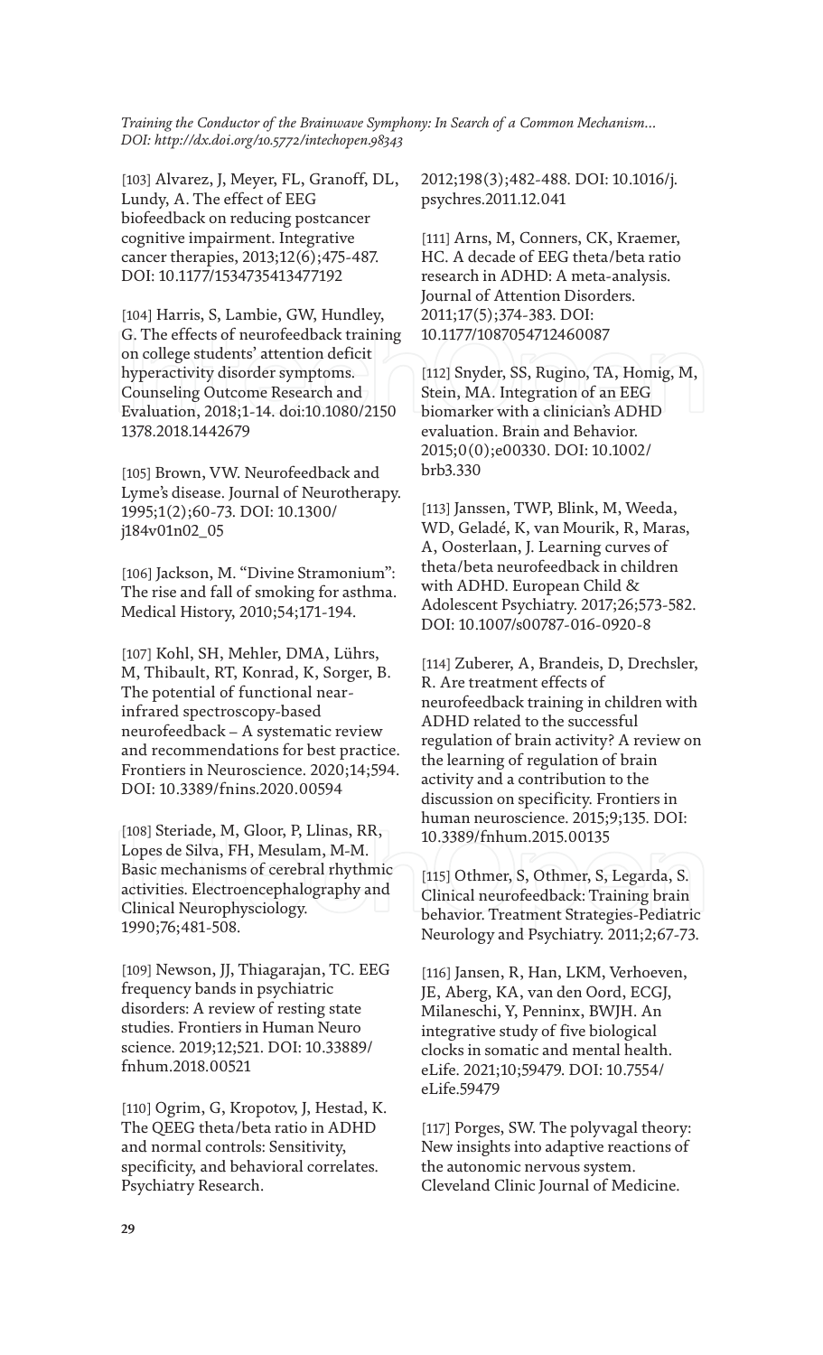[103] Alvarez, J, Meyer, FL, Granoff, DL, Lundy, A. The effect of EEG biofeedback on reducing postcancer cognitive impairment. Integrative cancer therapies, 2013;12(6);475-487. DOI: 10.1177/1534735413477192

[104] Harris, S, Lambie, GW, Hundley, G. The effects of neurofeedback training on college students' attention deficit hyperactivity disorder symptoms. Counseling Outcome Research and Evaluation, 2018;1-14. doi:10.1080/21501378.2018.1442679

[105] Brown, VW. Neurofeedback and Lyme's disease. Journal of Neurotherapy. 1995;1(2);60-73. DOI: 10.1300/j184v01n02_05

[106] Jackson, M. "Divine Stramonium": The rise and fall of smoking for asthma. Medical History, 2010;54;171-194.

[107] Kohl, SH, Mehler, DMA, Lührs, M, Thibault, RT, Konrad, K, Sorger, B. The potential of functional near-infrared spectroscopy-based neurofeedback – A systematic review and recommendations for best practice. Frontiers in Neuroscience. 2020;14;594. DOI: 10.3389/fnins.2020.00594

[108] Steriade, M, Gloor, P, Llinas, RR, Lopes de Silva, FH, Mesulam, M-M. Basic mechanisms of cerebral rhythmic activities. Electroencephalography and Clinical Neurophysciology. 1990;76;481-508.

[109] Newson, JJ, Thiagarajan, TC. EEG frequency bands in psychiatric disorders: A review of resting state studies. Frontiers in Human Neuro science. 2019;12;521. DOI: 10.33889/fnhum.2018.00521

[110] Ogrim, G, Kropotov, J, Hestad, K. The QEEG theta/beta ratio in ADHD and normal controls: Sensitivity, specificity, and behavioral correlates. Psychiatry Research. 2012;198(3);482-488. DOI: 10.1016/j.psychres.2011.12.041

[111] Arns, M, Conners, CK, Kraemer, HC. A decade of EEG theta/beta ratio research in ADHD: A meta-analysis. Journal of Attention Disorders. 2011;17(5);374-383. DOI: 10.1177/1087054712460087

[112] Snyder, SS, Rugino, TA, Homig, M, Stein, MA. Integration of an EEG biomarker with a clinician's ADHD evaluation. Brain and Behavior. 2015;0(0);e00330. DOI: 10.1002/brb3.330

[113] Janssen, TWP, Blink, M, Weeda, WD, Geladé, K, van Mourik, R, Maras, A, Oosterlaan, J. Learning curves of theta/beta neurofeedback in children with ADHD. European Child & Adolescent Psychiatry. 2017;26;573-582. DOI: 10.1007/s00787-016-0920-8

[114] Zuberer, A, Brandeis, D, Drechsler, R. Are treatment effects of neurofeedback training in children with ADHD related to the successful regulation of brain activity? A review on the learning of regulation of brain activity and a contribution to the discussion on specificity. Frontiers in human neuroscience. 2015;9;135. DOI: 10.3389/fnhum.2015.00135

[115] Othmer, S, Othmer, S, Legarda, S. Clinical neurofeedback: Training brain behavior. Treatment Strategies-Pediatric Neurology and Psychiatry. 2011;2;67-73.

[116] Jansen, R, Han, LKM, Verhoeven, JE, Aberg, KA, van den Oord, ECGJ, Milaneschi, Y, Penninx, BWJH. An integrative study of five biological clocks in somatic and mental health. eLife. 2021;10;59479. DOI: 10.7554/eLife.59479

[117] Porges, SW. The polyvagal theory: New insights into adaptive reactions of the autonomic nervous system. Cleveland Clinic Journal of Medicine.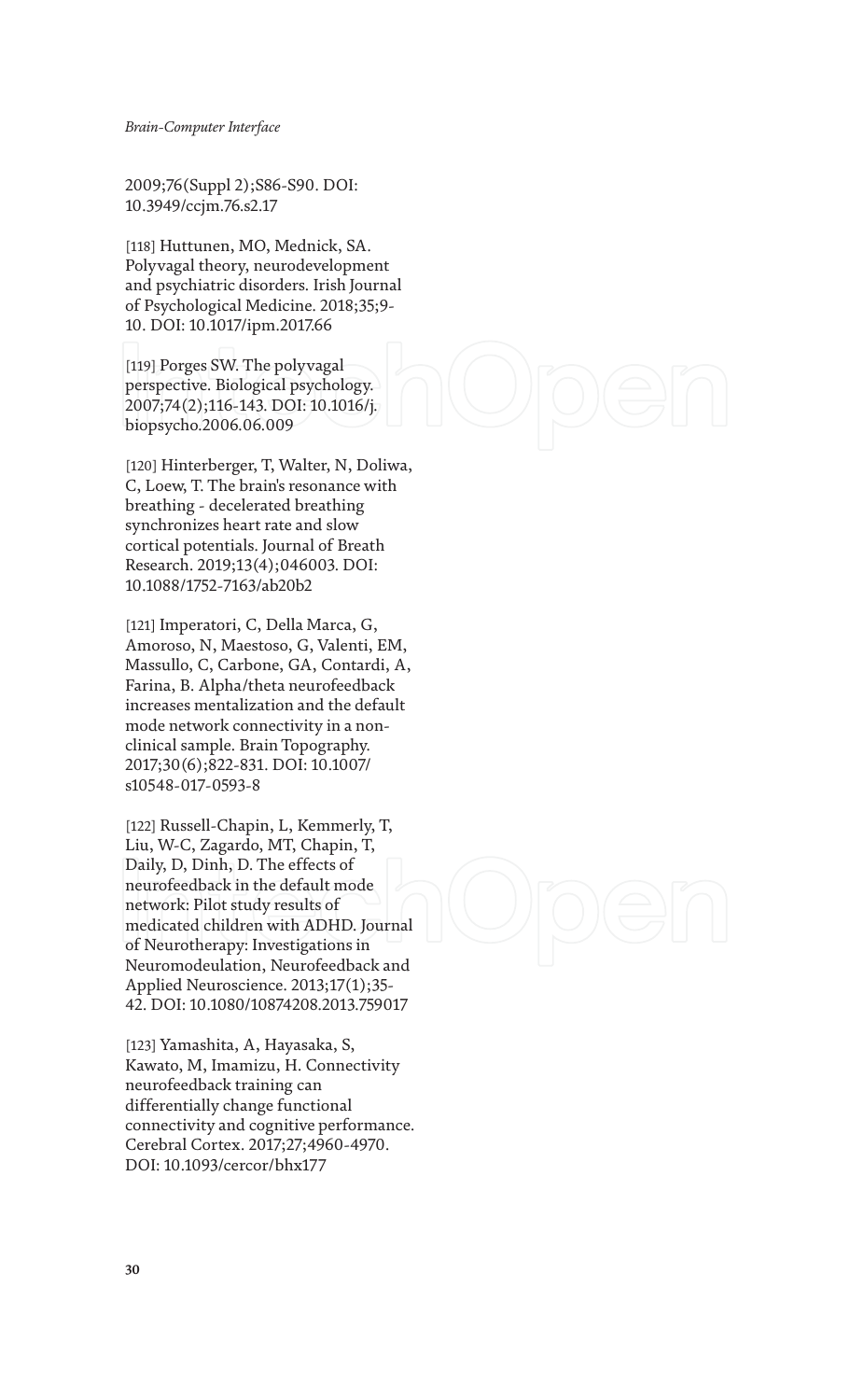2009;76(Suppl 2);S86-S90. DOI: 10.3949/ccjm.76.s2.17

[118] Huttunen, MO, Mednick, SA. Polyvagal theory, neurodevelopment and psychiatric disorders. Irish Journal of Psychological Medicine. 2018;35;9-10. DOI: 10.1017/ipm.2017.66

[119] Porges SW. The polyvagal perspective. Biological psychology. 2007;74(2);116-143. DOI: 10.1016/j.biopsycho.2006.06.009

[120] Hinterberger, T, Walter, N, Doliwa, C, Loew, T. The brain's resonance with breathing - decelerated breathing synchronizes heart rate and slow cortical potentials. Journal of Breath Research. 2019;13(4);046003. DOI: 10.1088/1752-7163/ab20b2

[121] Imperatori, C, Della Marca, G, Amoroso, N, Maestoso, G, Valenti, EM, Massullo, C, Carbone, GA, Contardi, A, Farina, B. Alpha/theta neurofeedback increases mentalization and the default mode network connectivity in a non-clinical sample. Brain Topography. 2017;30(6);822-831. DOI: 10.1007/s10548-017-0593-8

[122] Russell-Chapin, L, Kemmerly, T, Liu, W-C, Zagardo, MT, Chapin, T, Daily, D, Dinh, D. The effects of neurofeedback in the default mode network: Pilot study results of medicated children with ADHD. Journal of Neurotherapy: Investigations in Neuromodeulation, Neurofeedback and Applied Neuroscience. 2013;17(1);35-42. DOI: 10.1080/10874208.2013.759017

[123] Yamashita, A, Hayasaka, S, Kawato, M, Imamizu, H. Connectivity neurofeedback training can differentially change functional connectivity and cognitive performance. Cerebral Cortex. 2017;27;4960-4970. DOI: 10.1093/cercor/bhx177